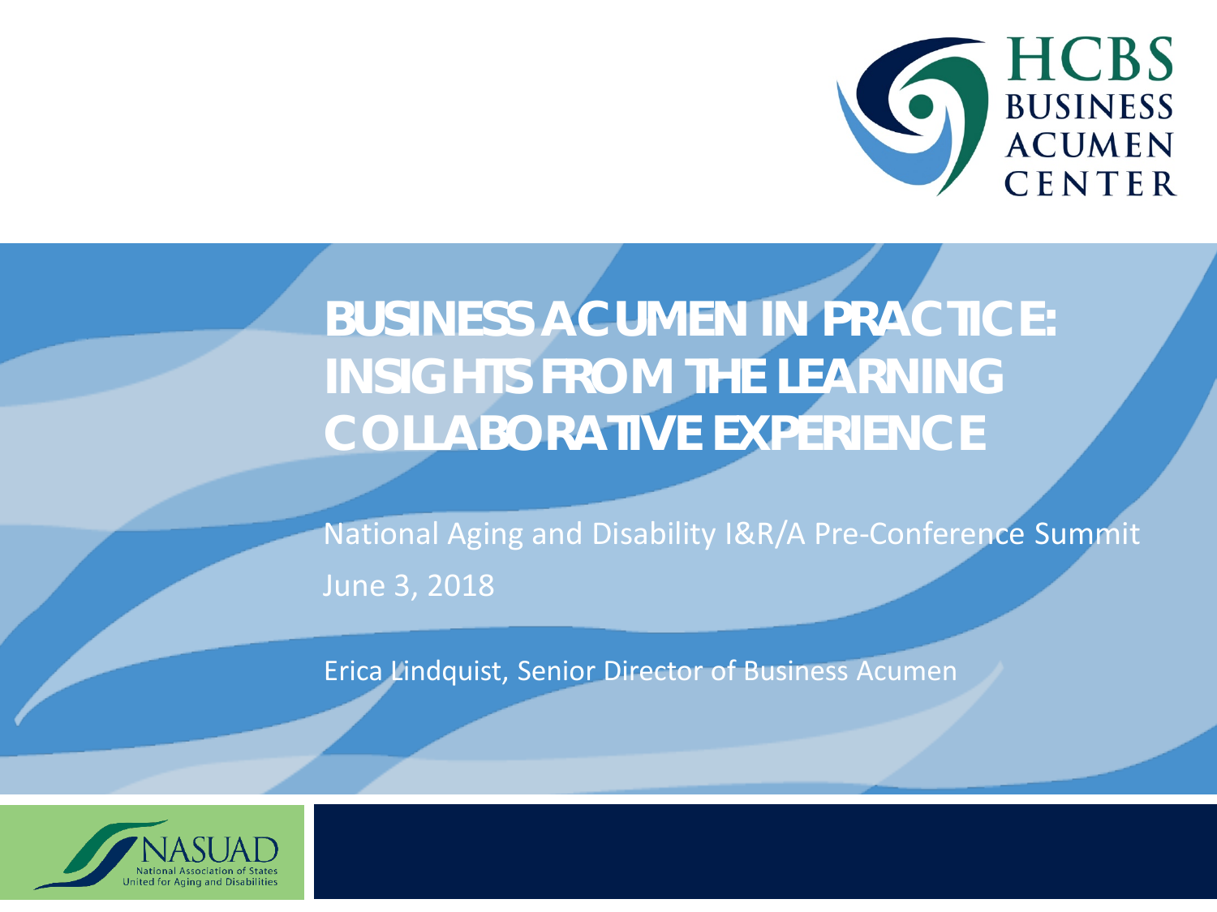HCBS BUSINESS ACUMEN CENTER

# BUSINESS ACUMEN IN PRACTICE: INSIGHTS FROM THE LEARNING COLLABORATIVE EXPERIENCE

National Aging and Disability I&R/A Pre-Conference Summit

June 3, 2018

Erica Lindquist, Senior Director of Business Acumen

NASUAD
National Association of States United for Aging and Disabilities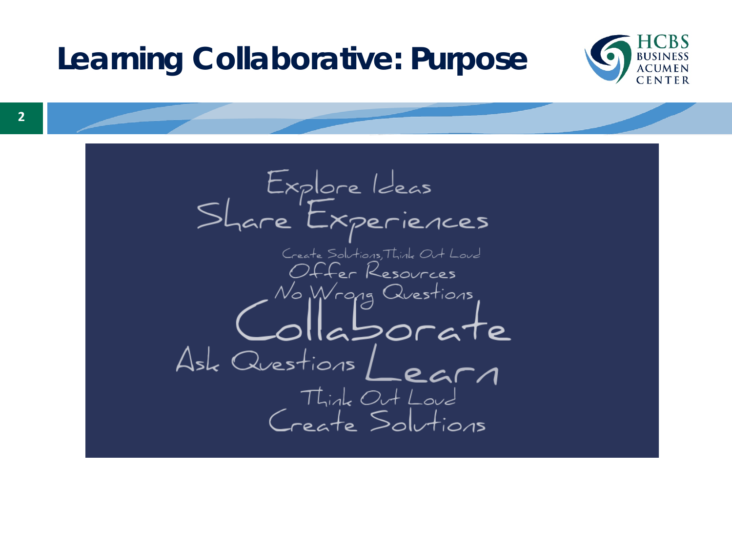# Learning Collaborative: Purpose

Explore Ideas
Share Experiences
Create Solutions, Think Out Loud
Offer Resources
No Wrong Questions
Collaborate
Ask Questions Learn
Think Out Loud
Create Solutions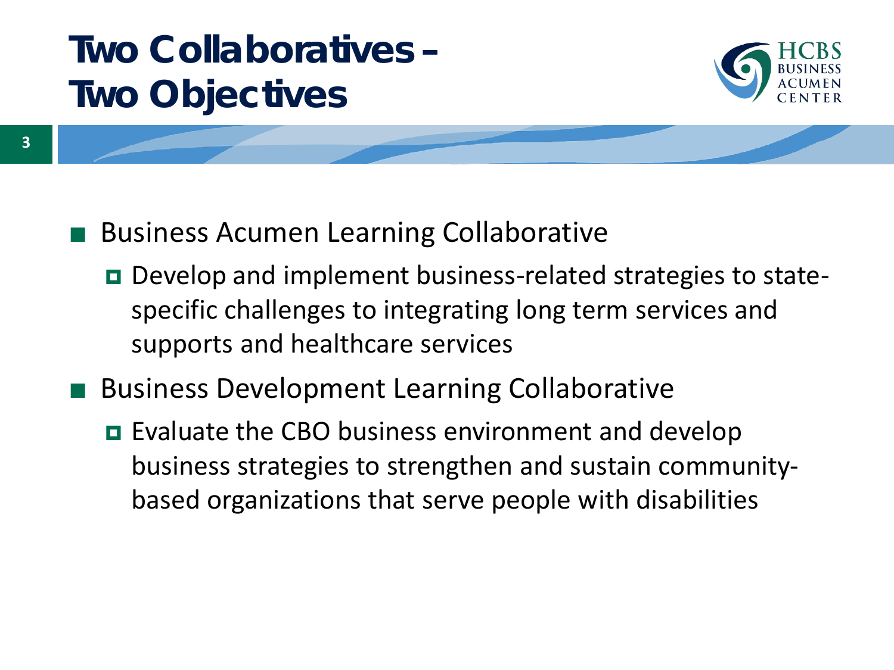# Two Collaboratives – Two Objectives

- Business Acumen Learning Collaborative
  - Develop and implement business-related strategies to state-specific challenges to integrating long term services and supports and healthcare services
- Business Development Learning Collaborative
  - Evaluate the CBO business environment and develop business strategies to strengthen and sustain community-based organizations that serve people with disabilities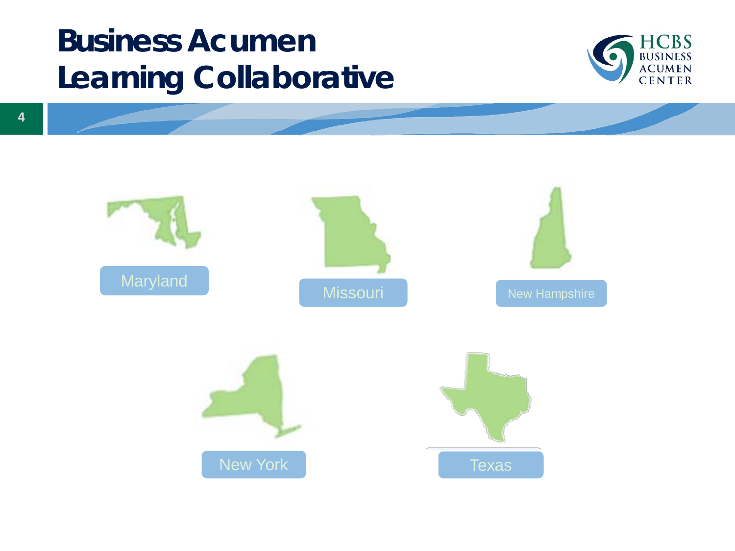# Business Acumen Learning Collaborative

- Maryland
- Missouri
- New Hampshire
- New York
- Texas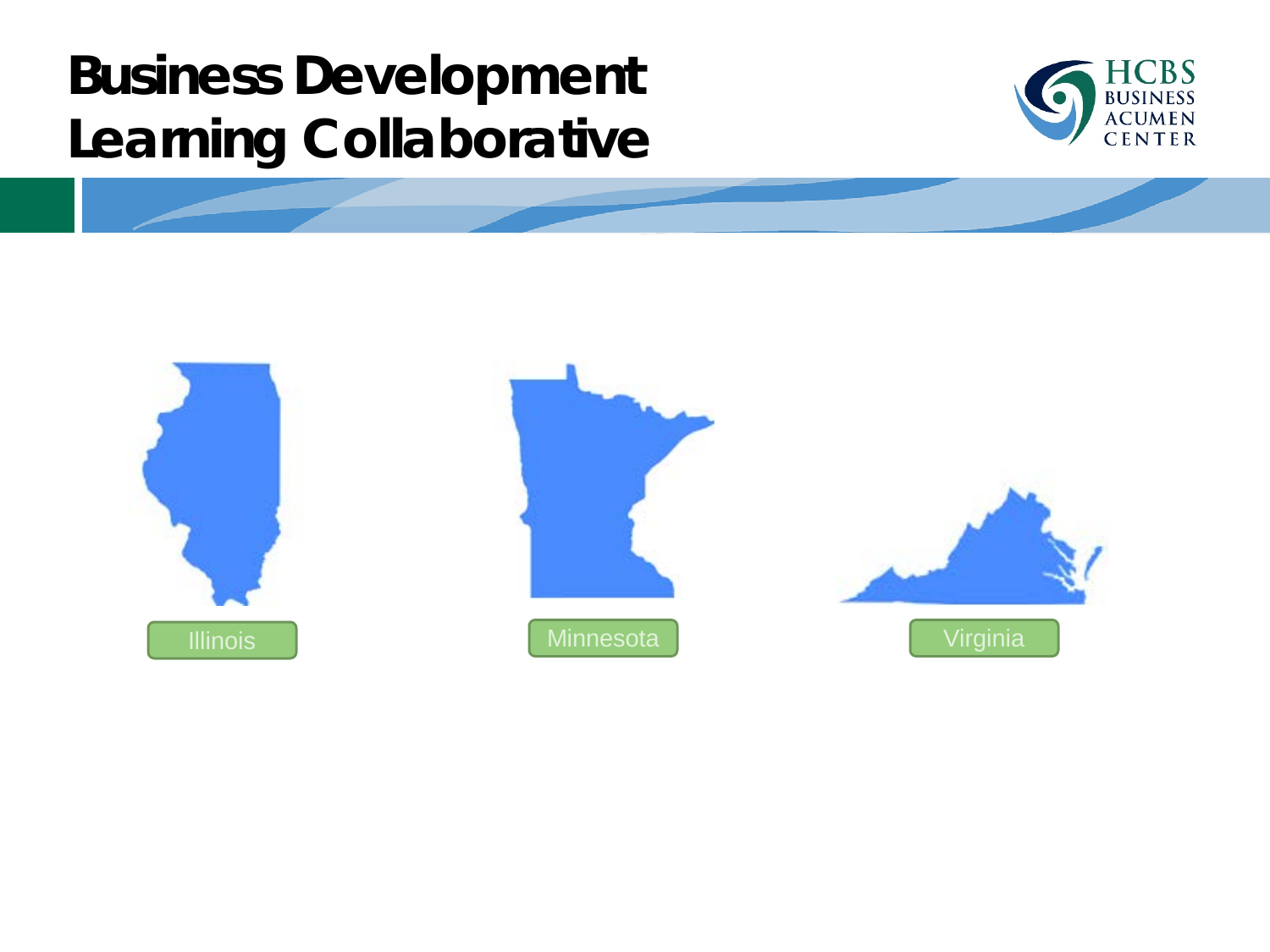# Business Development Learning Collaborative

Illinois

Minnesota

Virginia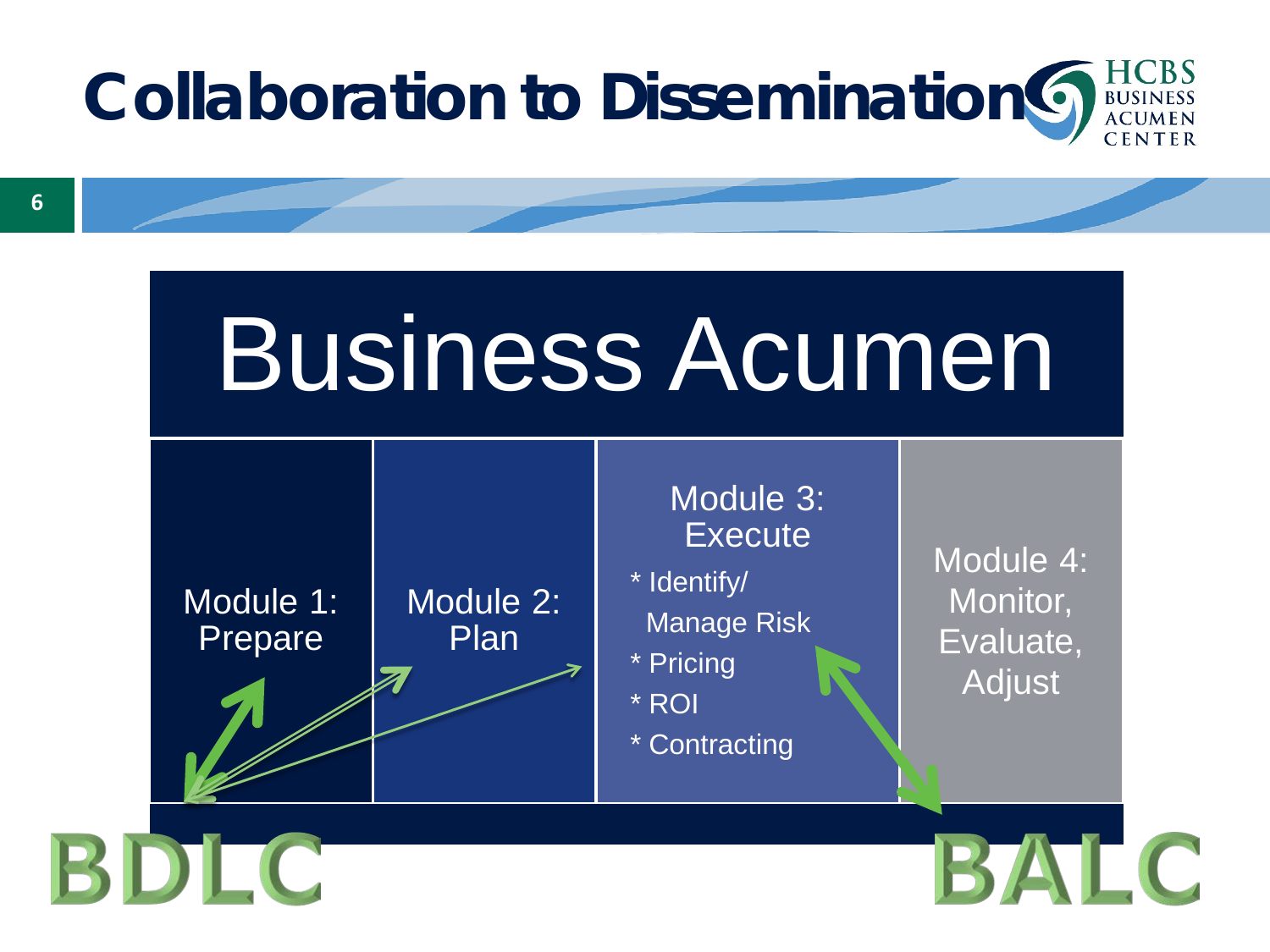# Collaboration to Dissemination

## Business Acumen

| Module 1: Prepare | Module 2: Plan | Module 3: Execute | Module 4: Monitor, Evaluate, Adjust |
|---|---|---|---|
| | | * Identify/ Manage Risk<br>* Pricing<br>* ROI<br>* Contracting | |

BDLC

BALC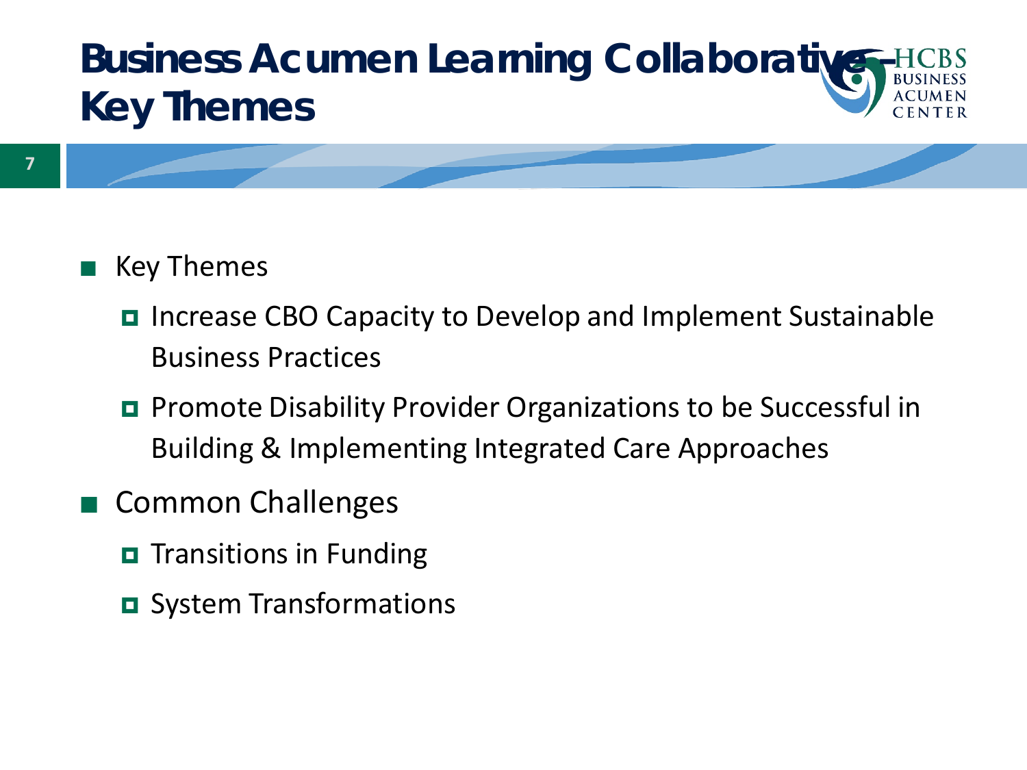# Business Acumen Learning Collaborative – Key Themes

- Key Themes
  - Increase CBO Capacity to Develop and Implement Sustainable Business Practices
  - Promote Disability Provider Organizations to be Successful in Building & Implementing Integrated Care Approaches
- Common Challenges
  - Transitions in Funding
  - System Transformations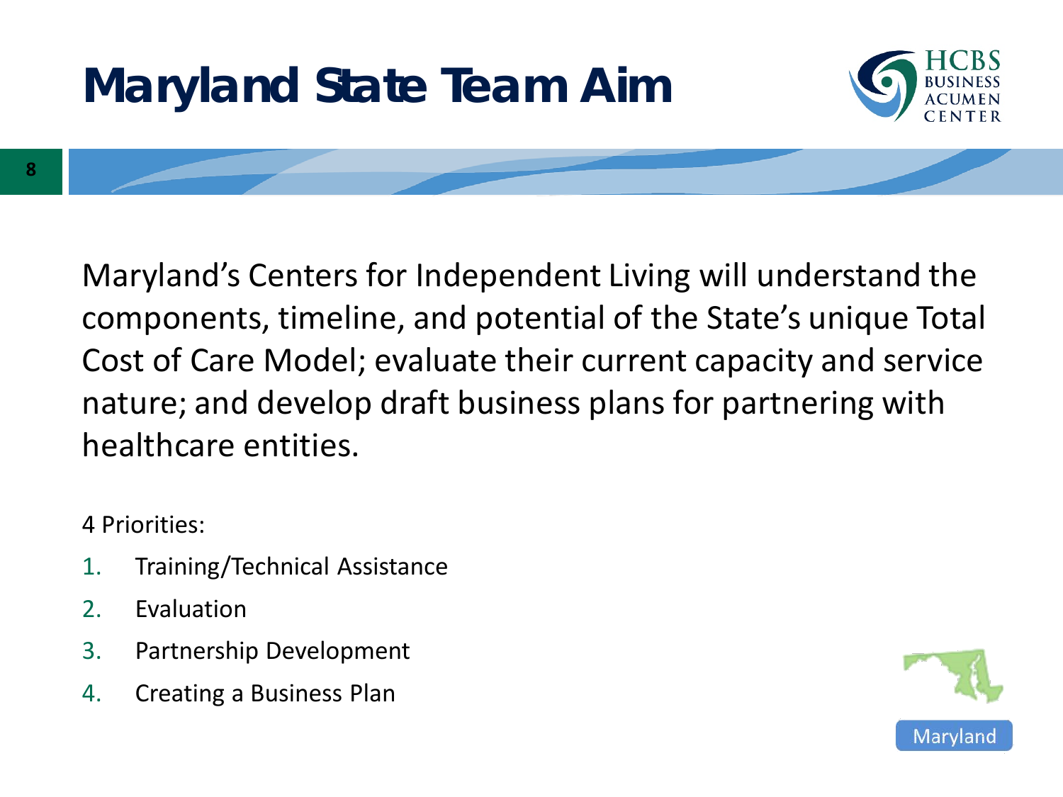# Maryland State Team Aim

Maryland's Centers for Independent Living will understand the components, timeline, and potential of the State's unique Total Cost of Care Model; evaluate their current capacity and service nature; and develop draft business plans for partnering with healthcare entities.

4 Priorities:

1. Training/Technical Assistance
2. Evaluation
3. Partnership Development
4. Creating a Business Plan

Maryland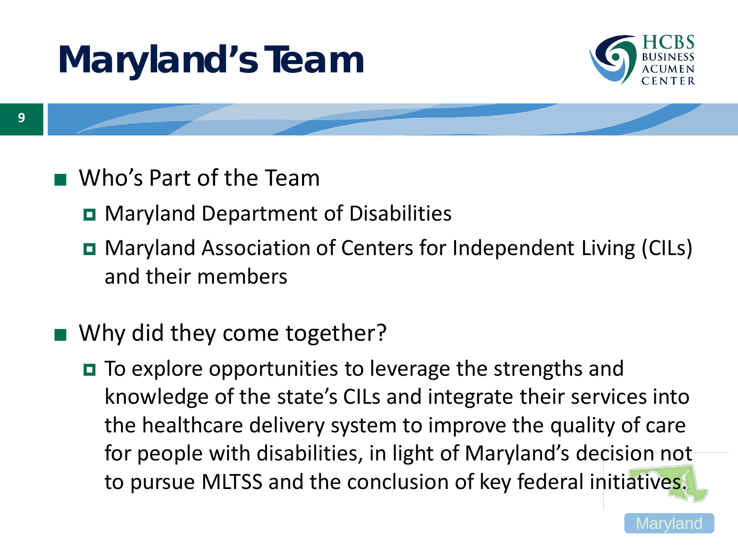# Maryland's Team

- Who's Part of the Team
  - Maryland Department of Disabilities
  - Maryland Association of Centers for Independent Living (CILs) and their members
- Why did they come together?
  - To explore opportunities to leverage the strengths and knowledge of the state's CILs and integrate their services into the healthcare delivery system to improve the quality of care for people with disabilities, in light of Maryland's decision not to pursue MLTSS and the conclusion of key federal initiatives.

Maryland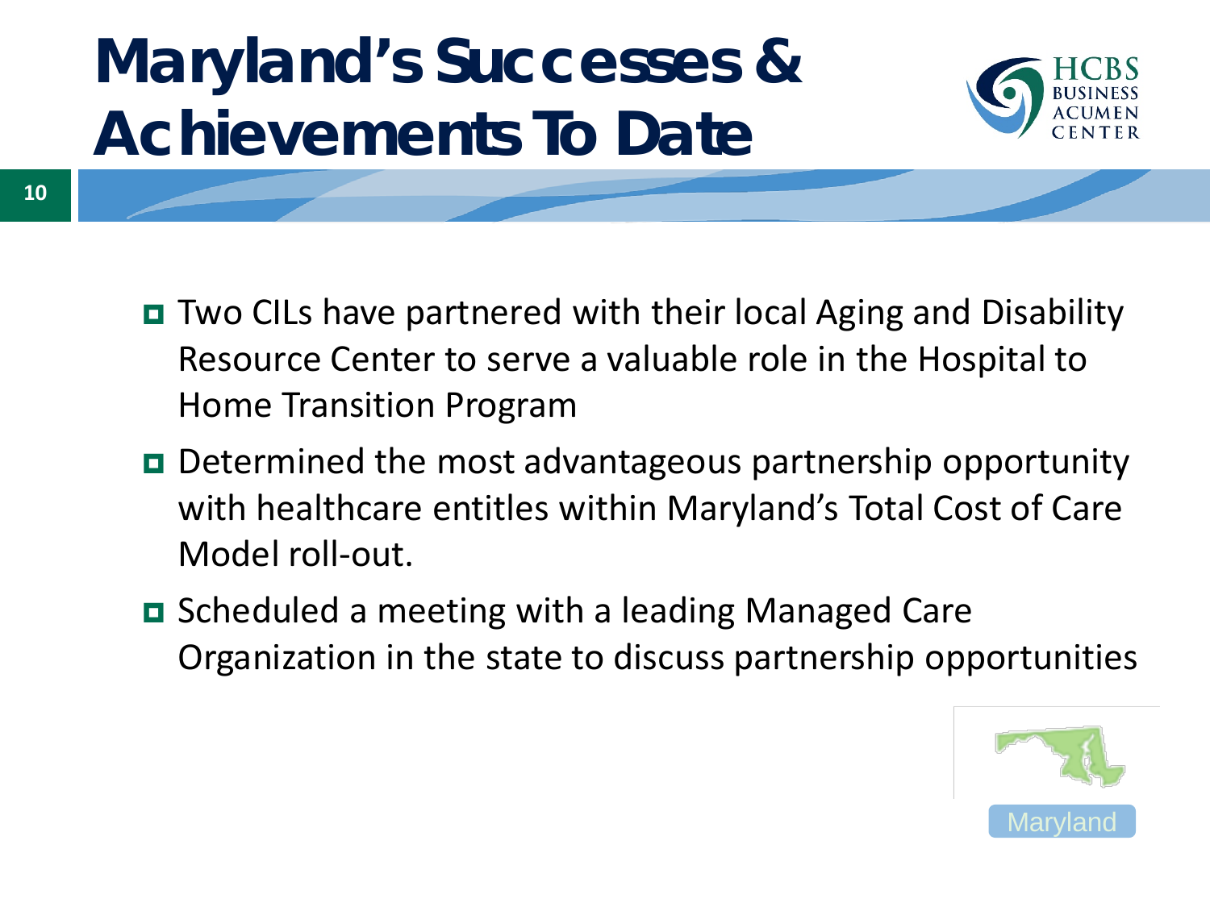# Maryland's Successes & Achievements To Date

- Two CILs have partnered with their local Aging and Disability Resource Center to serve a valuable role in the Hospital to Home Transition Program
- Determined the most advantageous partnership opportunity with healthcare entitles within Maryland's Total Cost of Care Model roll-out.
- Scheduled a meeting with a leading Managed Care Organization in the state to discuss partnership opportunities

Maryland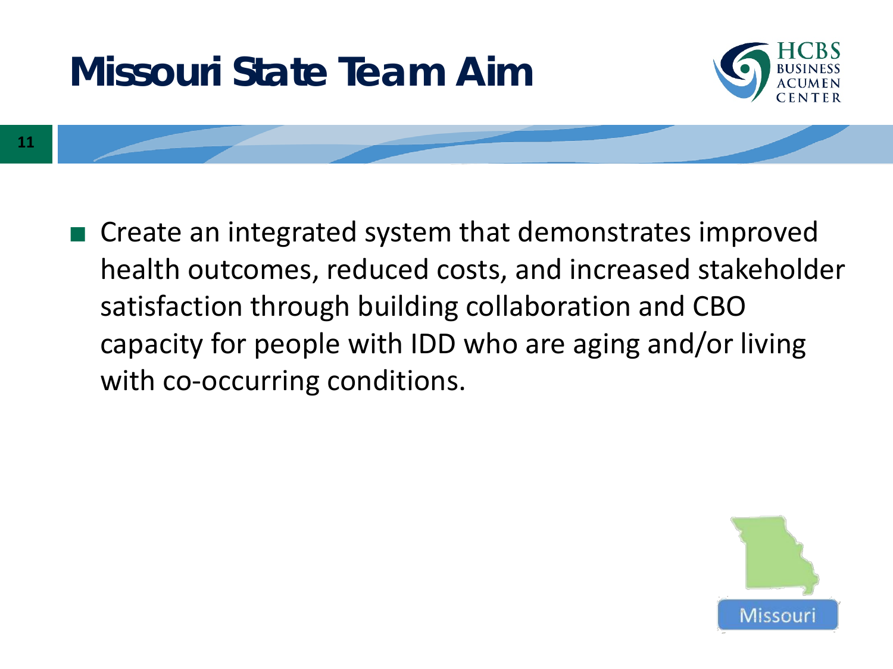# Missouri State Team Aim

- Create an integrated system that demonstrates improved health outcomes, reduced costs, and increased stakeholder satisfaction through building collaboration and CBO capacity for people with IDD who are aging and/or living with co-occurring conditions.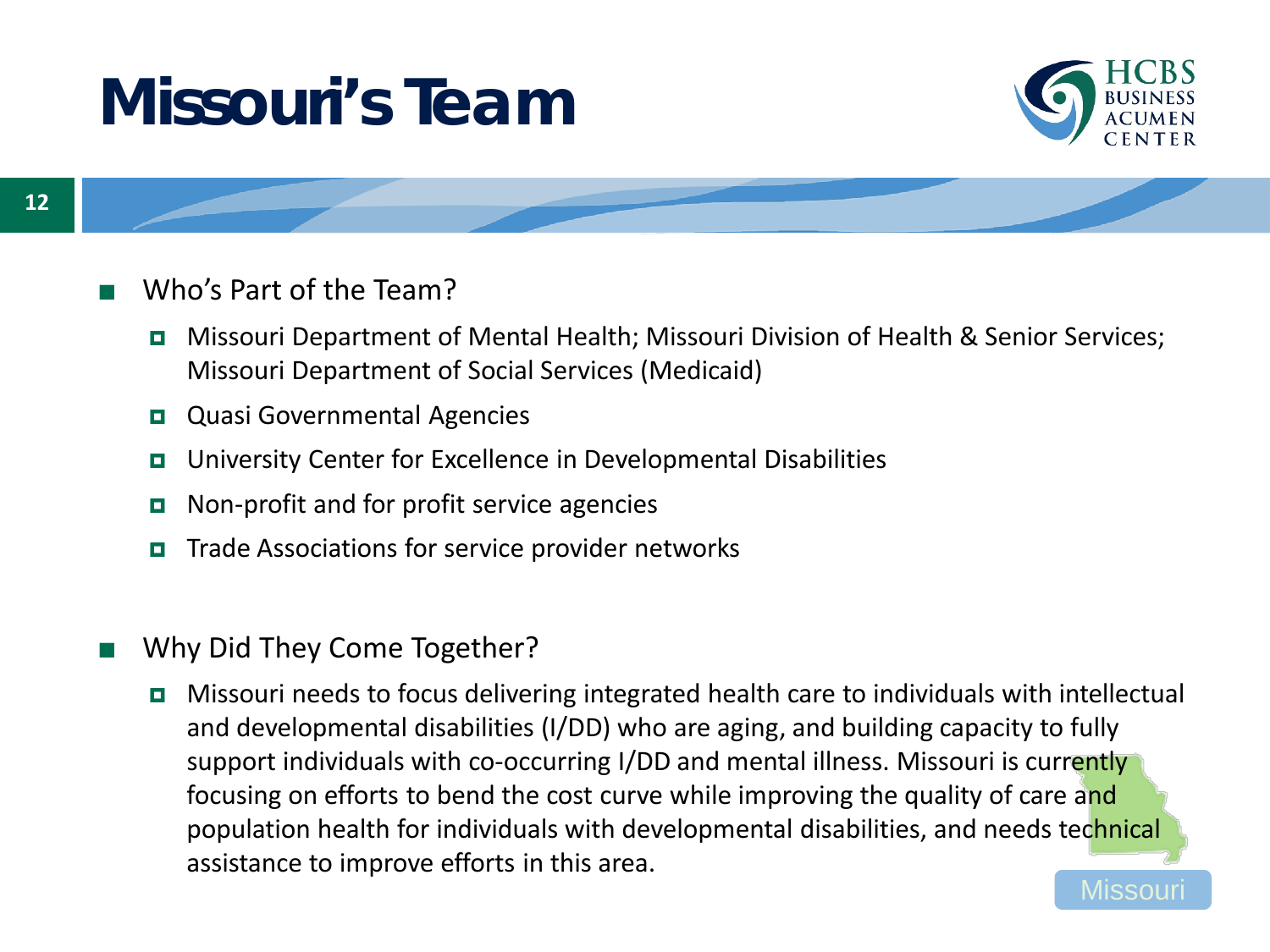# Missouri's Team

- Who's Part of the Team?
  - Missouri Department of Mental Health; Missouri Division of Health & Senior Services; Missouri Department of Social Services (Medicaid)
  - Quasi Governmental Agencies
  - University Center for Excellence in Developmental Disabilities
  - Non-profit and for profit service agencies
  - Trade Associations for service provider networks

- Why Did They Come Together?
  - Missouri needs to focus delivering integrated health care to individuals with intellectual and developmental disabilities (I/DD) who are aging, and building capacity to fully support individuals with co-occurring I/DD and mental illness. Missouri is currently focusing on efforts to bend the cost curve while improving the quality of care and population health for individuals with developmental disabilities, and needs technical assistance to improve efforts in this area.

Missouri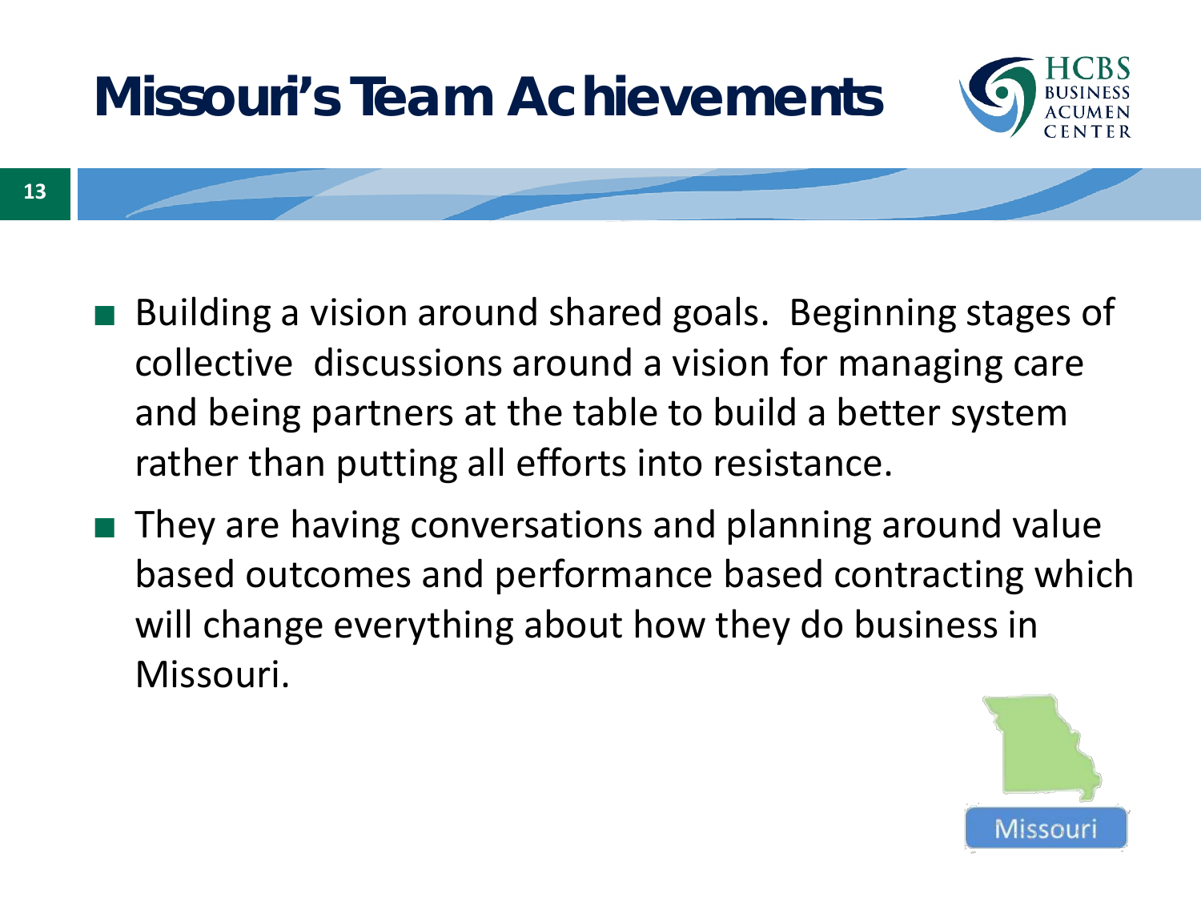# Missouri's Team Achievements

- Building a vision around shared goals. Beginning stages of collective discussions around a vision for managing care and being partners at the table to build a better system rather than putting all efforts into resistance.
- They are having conversations and planning around value based outcomes and performance based contracting which will change everything about how they do business in Missouri.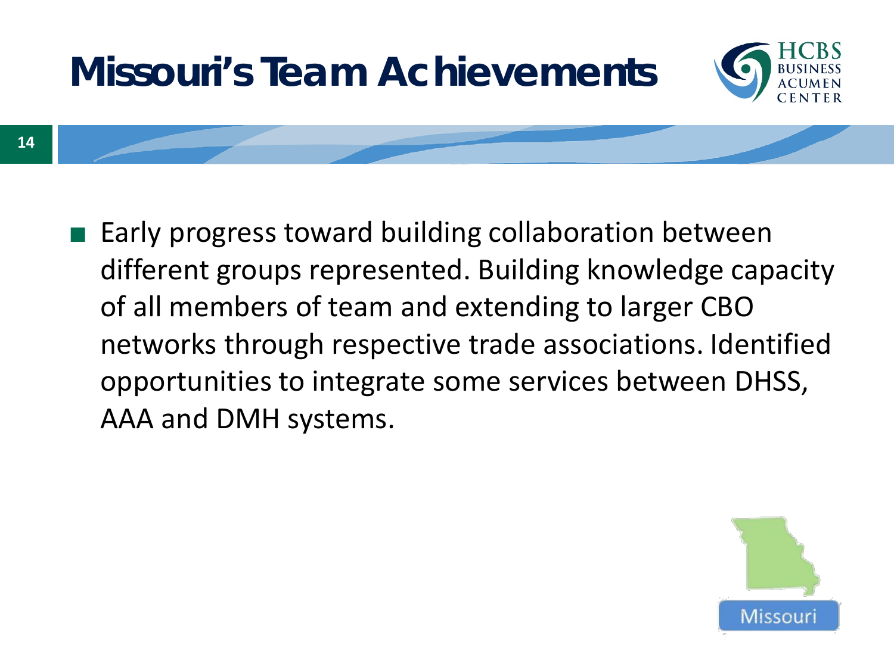# Missouri's Team Achievements

- Early progress toward building collaboration between different groups represented. Building knowledge capacity of all members of team and extending to larger CBO networks through respective trade associations. Identified opportunities to integrate some services between DHSS, AAA and DMH systems.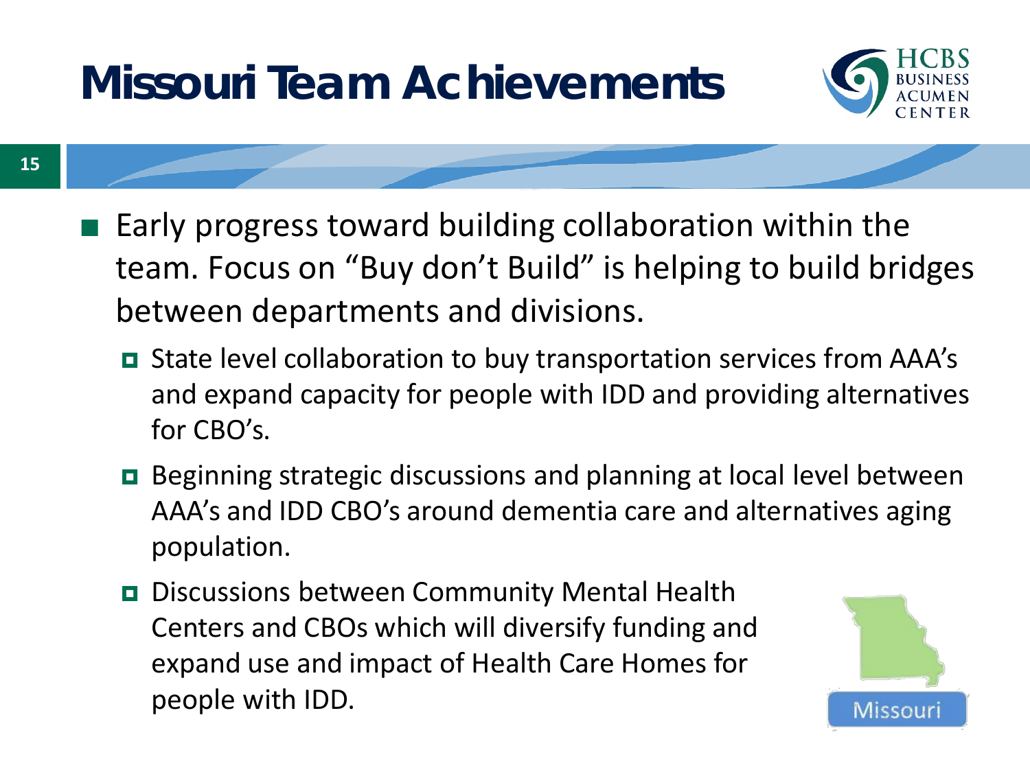# Missouri Team Achievements

- Early progress toward building collaboration within the team. Focus on "Buy don't Build" is helping to build bridges between departments and divisions.
  - State level collaboration to buy transportation services from AAA's and expand capacity for people with IDD and providing alternatives for CBO's.
  - Beginning strategic discussions and planning at local level between AAA's and IDD CBO's around dementia care and alternatives aging population.
  - Discussions between Community Mental Health Centers and CBOs which will diversify funding and expand use and impact of Health Care Homes for people with IDD.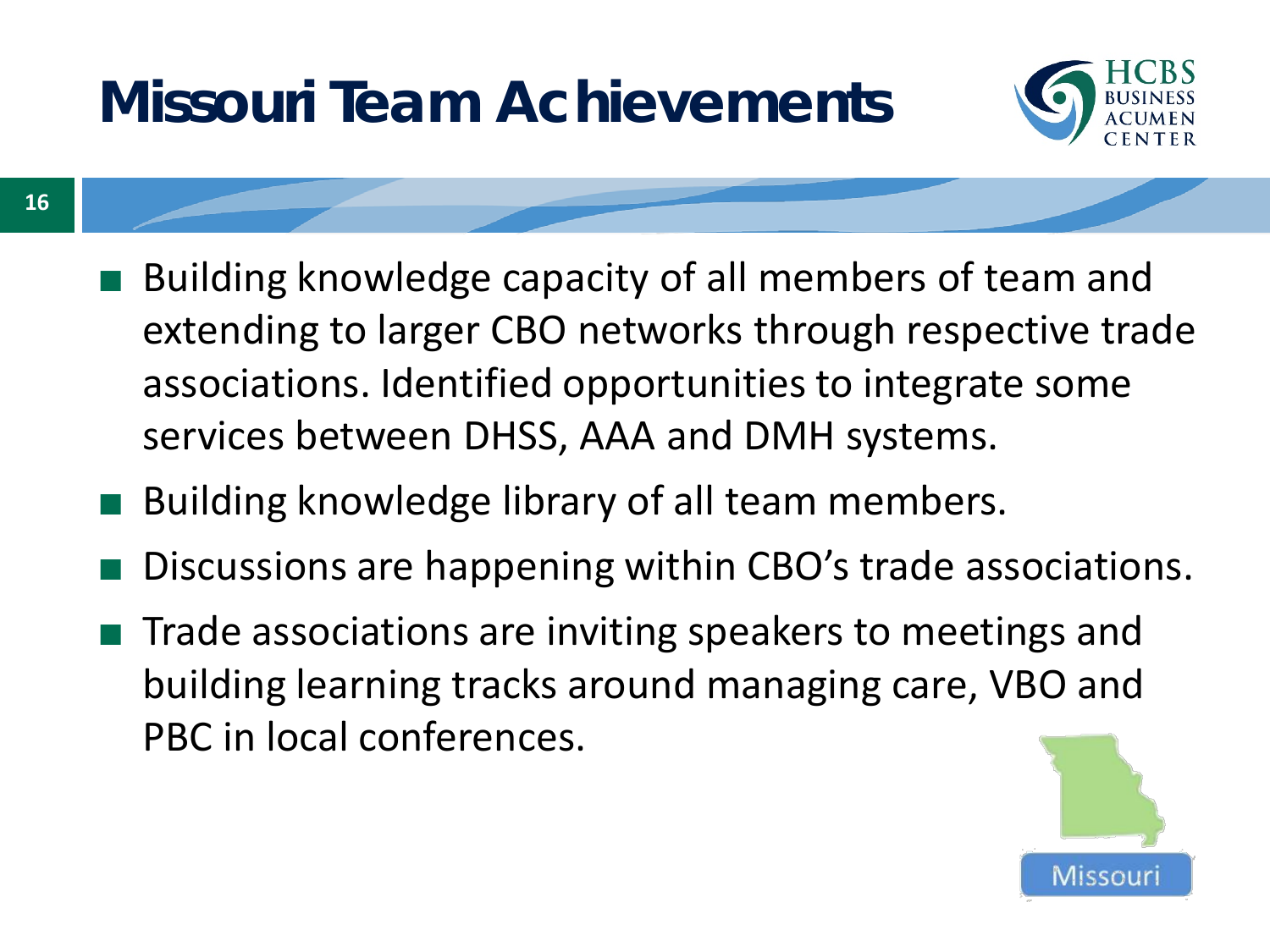# Missouri Team Achievements

- Building knowledge capacity of all members of team and extending to larger CBO networks through respective trade associations. Identified opportunities to integrate some services between DHSS, AAA and DMH systems.
- Building knowledge library of all team members.
- Discussions are happening within CBO's trade associations.
- Trade associations are inviting speakers to meetings and building learning tracks around managing care, VBO and PBC in local conferences.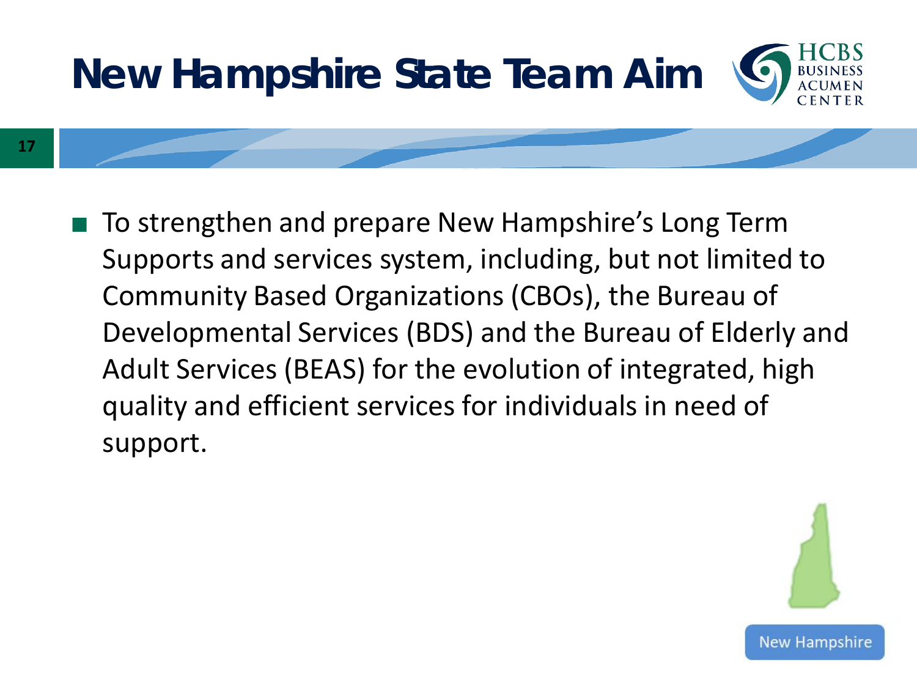# New Hampshire State Team Aim

- To strengthen and prepare New Hampshire's Long Term Supports and services system, including, but not limited to Community Based Organizations (CBOs), the Bureau of Developmental Services (BDS) and the Bureau of Elderly and Adult Services (BEAS) for the evolution of integrated, high quality and efficient services for individuals in need of support.

New Hampshire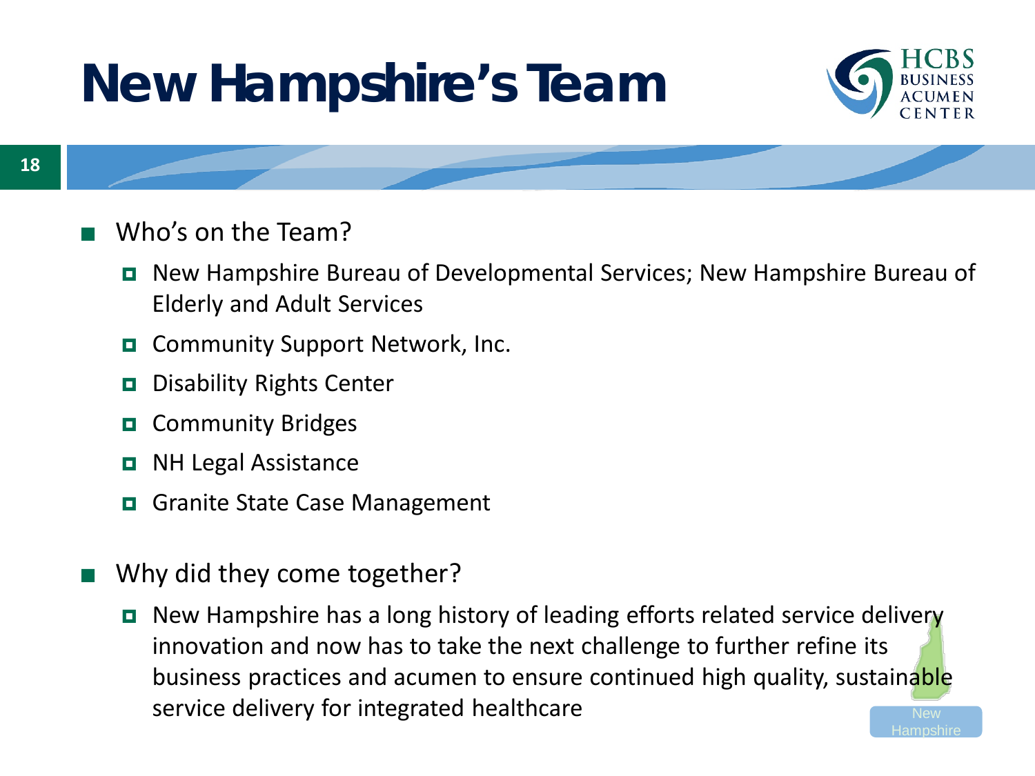# New Hampshire's Team

- Who's on the Team?
  - New Hampshire Bureau of Developmental Services; New Hampshire Bureau of Elderly and Adult Services
  - Community Support Network, Inc.
  - Disability Rights Center
  - Community Bridges
  - NH Legal Assistance
  - Granite State Case Management
- Why did they come together?
  - New Hampshire has a long history of leading efforts related service delivery innovation and now has to take the next challenge to further refine its business practices and acumen to ensure continued high quality, sustainable service delivery for integrated healthcare

New Hampshire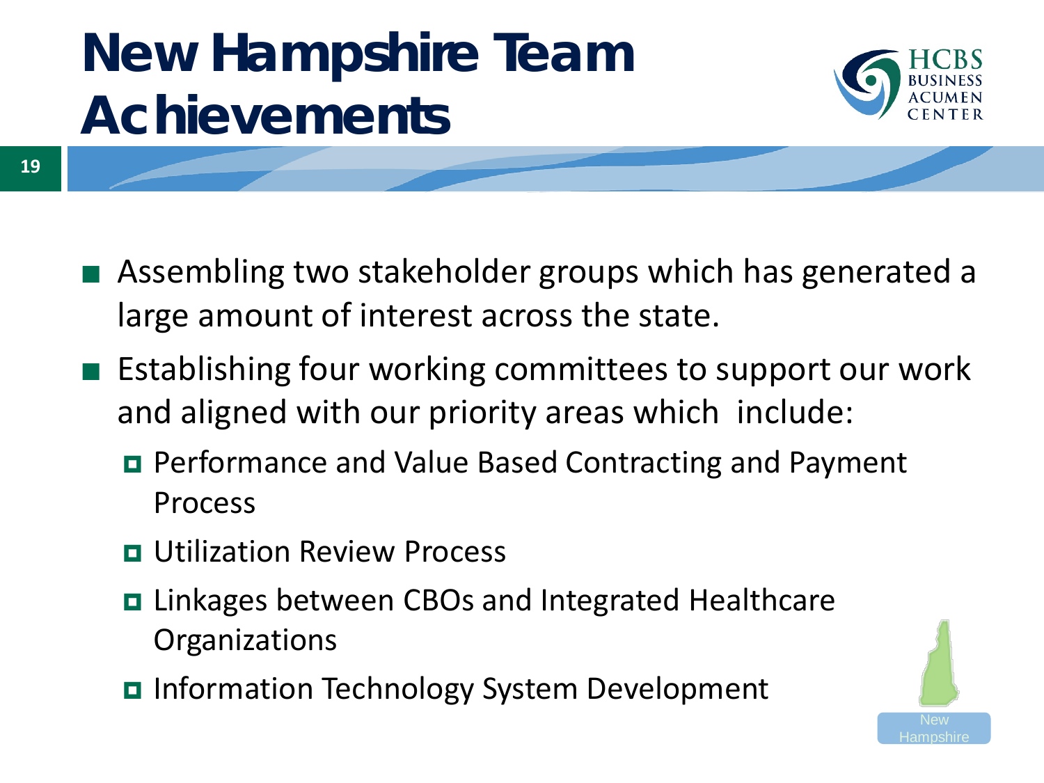# New Hampshire Team Achievements

- Assembling two stakeholder groups which has generated a large amount of interest across the state.
- Establishing four working committees to support our work and aligned with our priority areas which include:
  - Performance and Value Based Contracting and Payment Process
  - Utilization Review Process
  - Linkages between CBOs and Integrated Healthcare Organizations
  - Information Technology System Development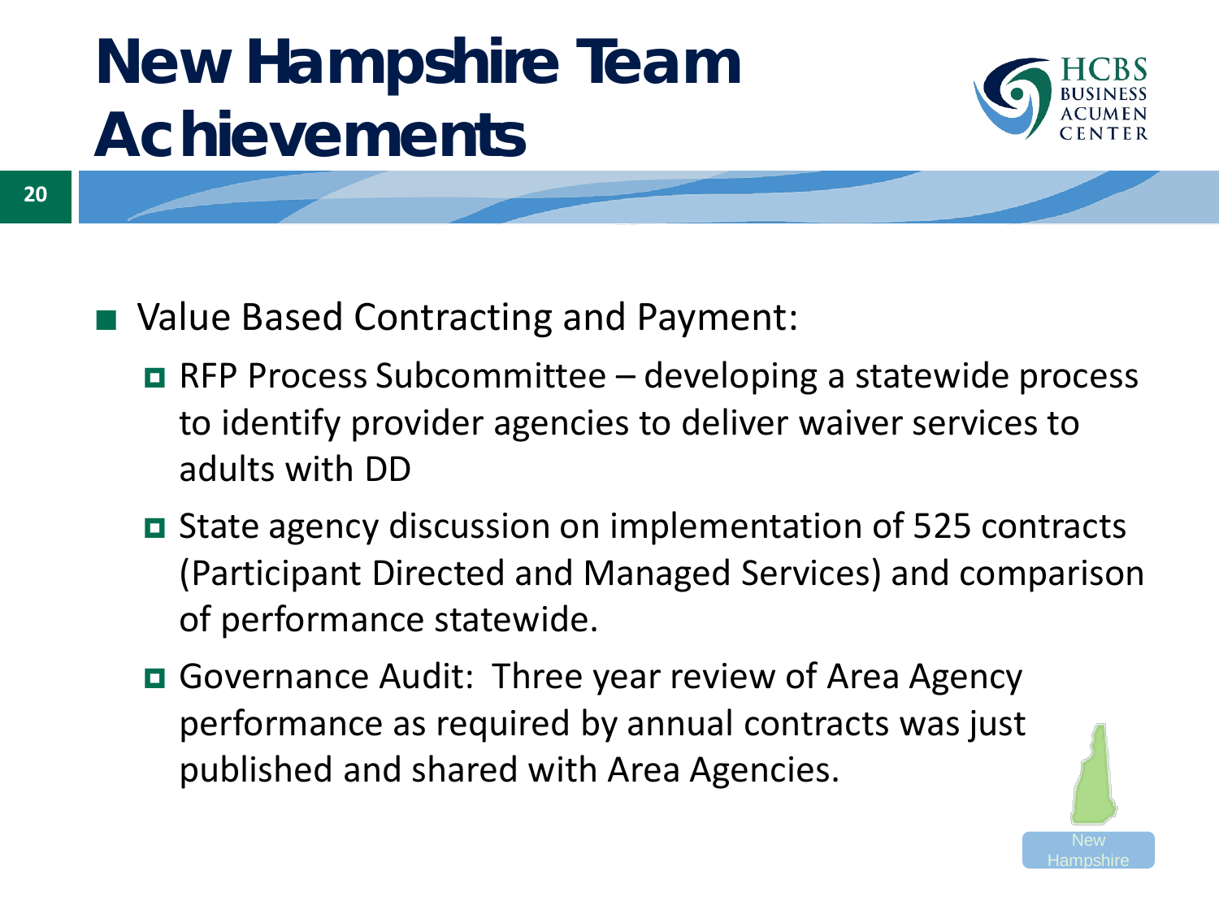# New Hampshire Team Achievements

- Value Based Contracting and Payment:
  - RFP Process Subcommittee – developing a statewide process to identify provider agencies to deliver waiver services to adults with DD
  - State agency discussion on implementation of 525 contracts (Participant Directed and Managed Services) and comparison of performance statewide.
  - Governance Audit: Three year review of Area Agency performance as required by annual contracts was just published and shared with Area Agencies.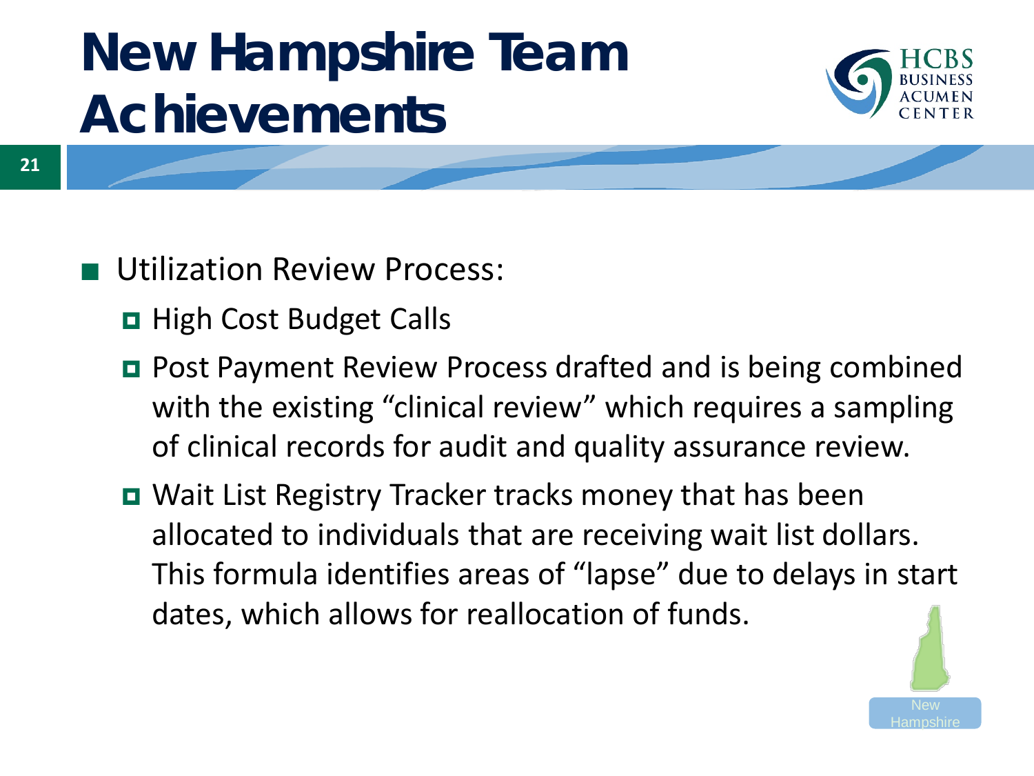# New Hampshire Team Achievements

- Utilization Review Process:
  - High Cost Budget Calls
  - Post Payment Review Process drafted and is being combined with the existing "clinical review" which requires a sampling of clinical records for audit and quality assurance review.
  - Wait List Registry Tracker tracks money that has been allocated to individuals that are receiving wait list dollars. This formula identifies areas of "lapse" due to delays in start dates, which allows for reallocation of funds.

New Hampshire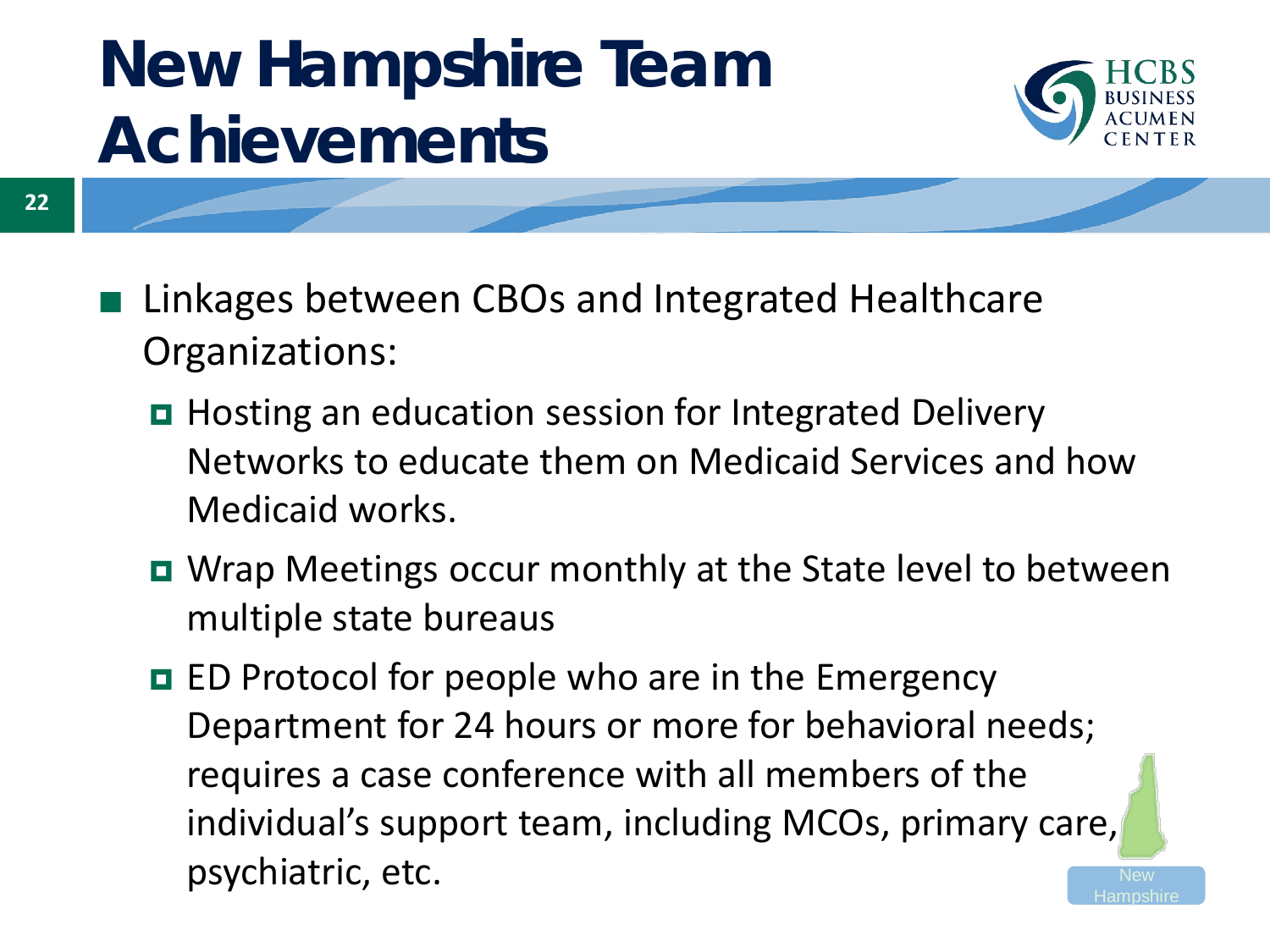# New Hampshire Team Achievements

- Linkages between CBOs and Integrated Healthcare Organizations:
  - Hosting an education session for Integrated Delivery Networks to educate them on Medicaid Services and how Medicaid works.
  - Wrap Meetings occur monthly at the State level to between multiple state bureaus
  - ED Protocol for people who are in the Emergency Department for 24 hours or more for behavioral needs; requires a case conference with all members of the individual's support team, including MCOs, primary care, psychiatric, etc.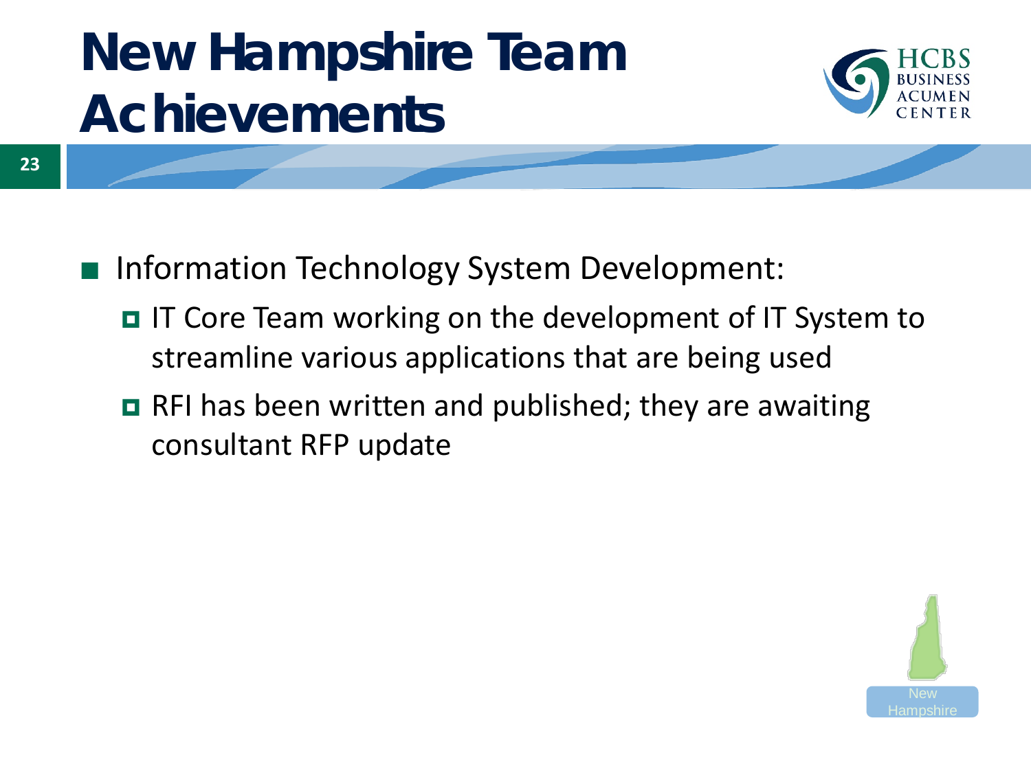# New Hampshire Team Achievements

- Information Technology System Development:
  - IT Core Team working on the development of IT System to streamline various applications that are being used
  - RFI has been written and published; they are awaiting consultant RFP update

New Hampshire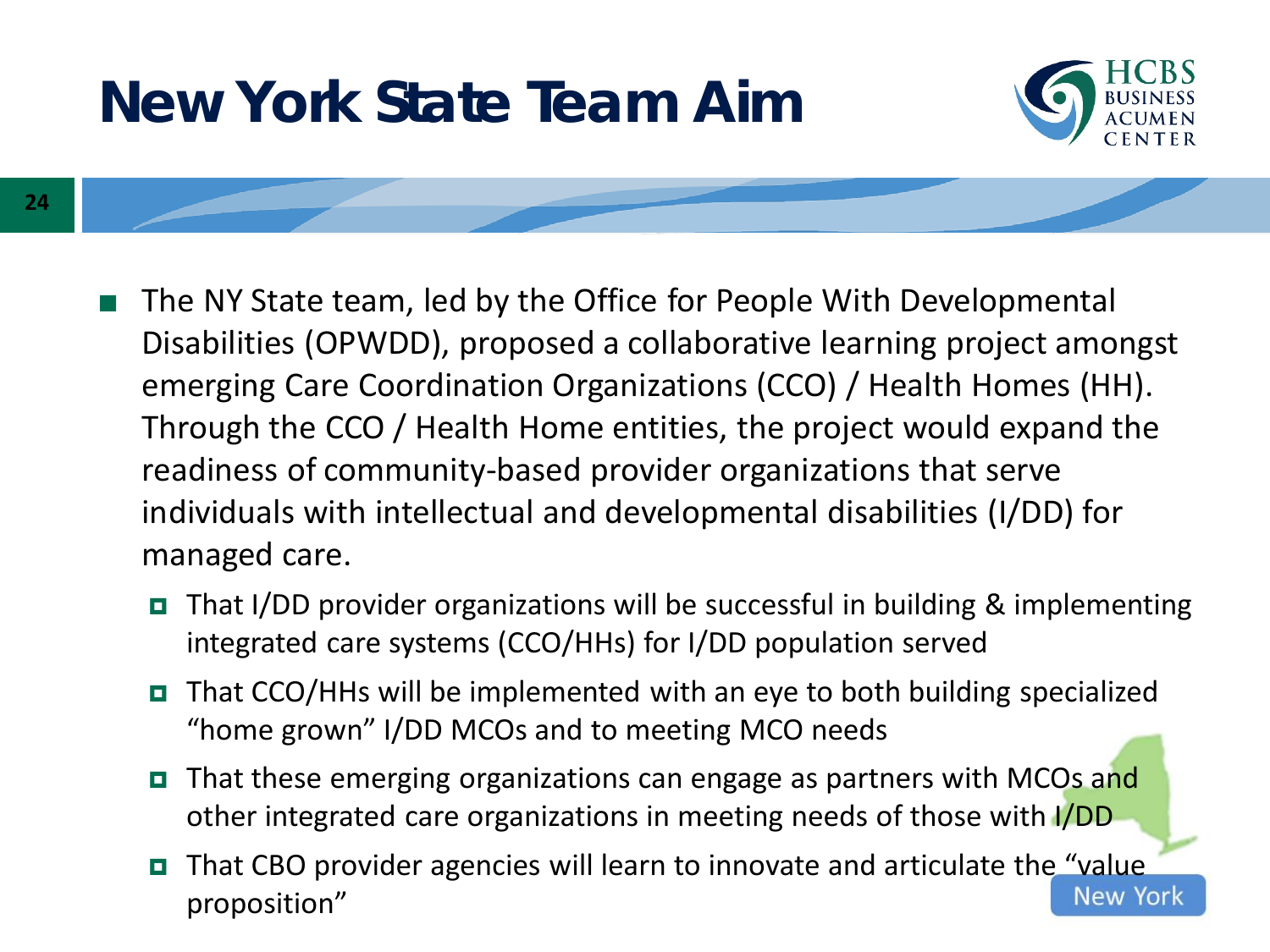# New York State Team Aim

- The NY State team, led by the Office for People With Developmental Disabilities (OPWDD), proposed a collaborative learning project amongst emerging Care Coordination Organizations (CCO) / Health Homes (HH). Through the CCO / Health Home entities, the project would expand the readiness of community-based provider organizations that serve individuals with intellectual and developmental disabilities (I/DD) for managed care.
  - That I/DD provider organizations will be successful in building & implementing integrated care systems (CCO/HHs) for I/DD population served
  - That CCO/HHs will be implemented with an eye to both building specialized "home grown" I/DD MCOs and to meeting MCO needs
  - That these emerging organizations can engage as partners with MCOs and other integrated care organizations in meeting needs of those with I/DD
  - That CBO provider agencies will learn to innovate and articulate the "value proposition"

New York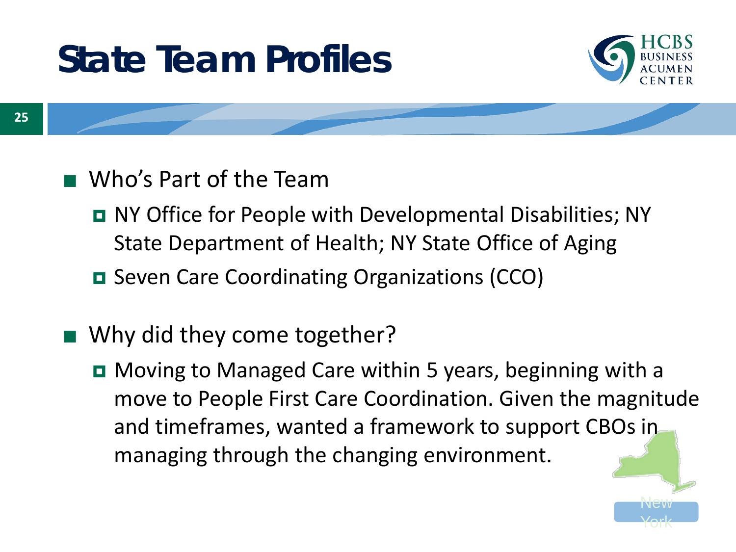# State Team Profiles

- Who's Part of the Team
  - NY Office for People with Developmental Disabilities; NY State Department of Health; NY State Office of Aging
  - Seven Care Coordinating Organizations (CCO)

- Why did they come together?
  - Moving to Managed Care within 5 years, beginning with a move to People First Care Coordination. Given the magnitude and timeframes, wanted a framework to support CBOs in managing through the changing environment.

New York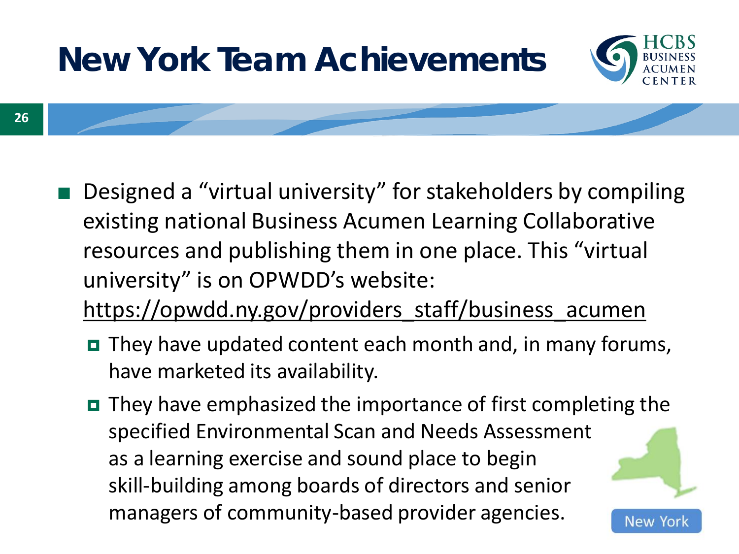# New York Team Achievements

- Designed a "virtual university" for stakeholders by compiling existing national Business Acumen Learning Collaborative resources and publishing them in one place. This "virtual university" is on OPWDD's website: https://opwdd.ny.gov/providers_staff/business_acumen
  - They have updated content each month and, in many forums, have marketed its availability.
  - They have emphasized the importance of first completing the specified Environmental Scan and Needs Assessment as a learning exercise and sound place to begin skill-building among boards of directors and senior managers of community-based provider agencies.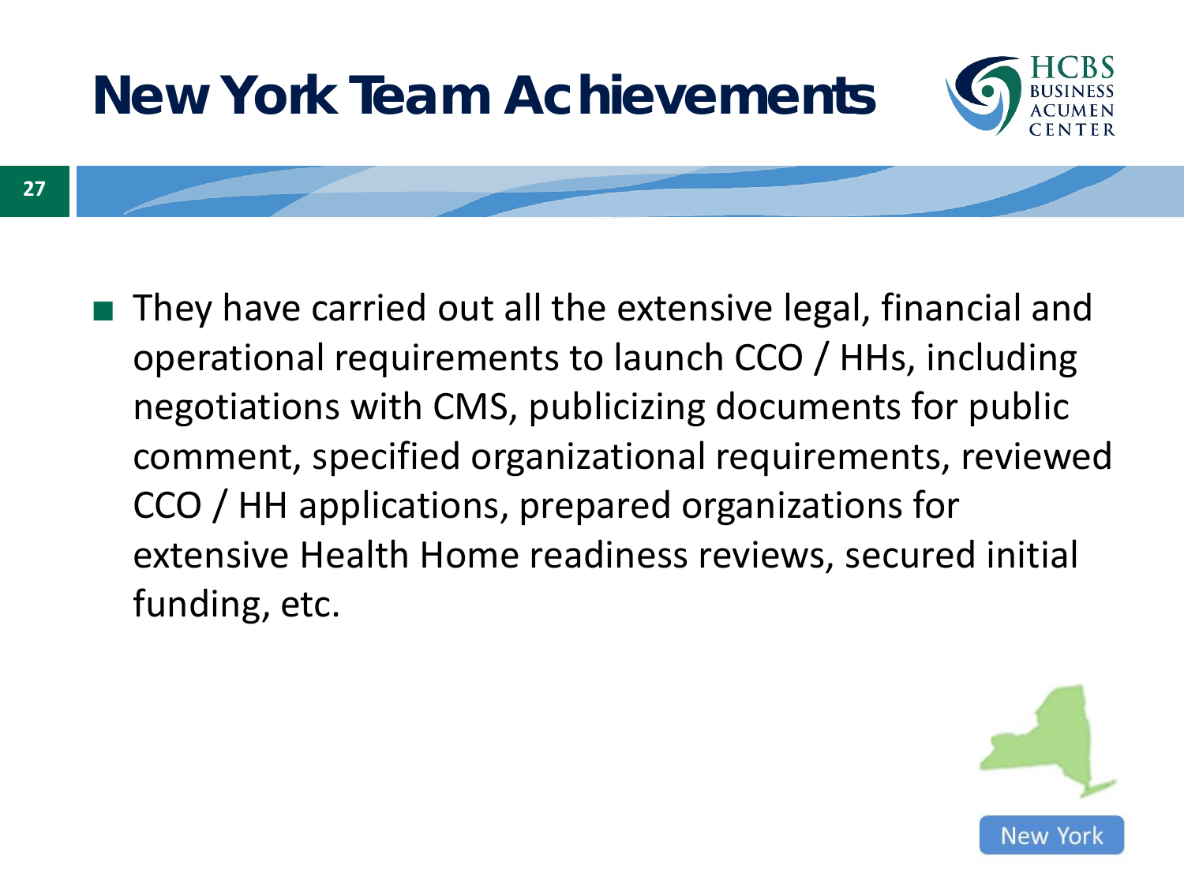# New York Team Achievements

- They have carried out all the extensive legal, financial and operational requirements to launch CCO / HHs, including negotiations with CMS, publicizing documents for public comment, specified organizational requirements, reviewed CCO / HH applications, prepared organizations for extensive Health Home readiness reviews, secured initial funding, etc.

New York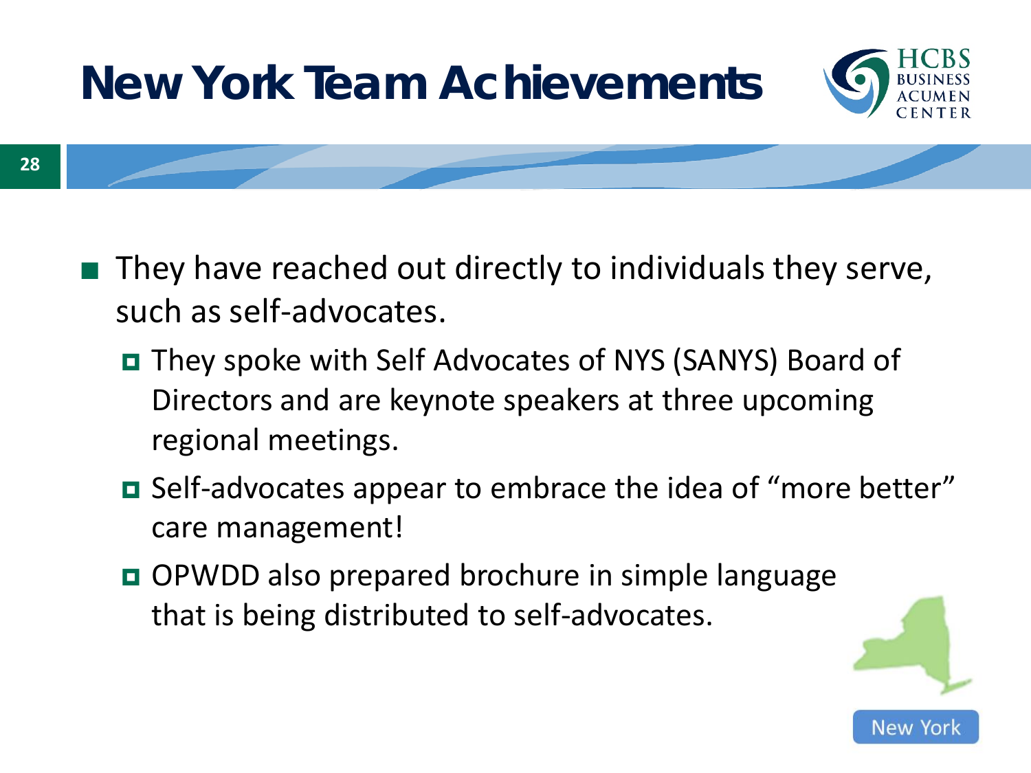# New York Team Achievements

- They have reached out directly to individuals they serve, such as self-advocates.
  - They spoke with Self Advocates of NYS (SANYS) Board of Directors and are keynote speakers at three upcoming regional meetings.
  - Self-advocates appear to embrace the idea of "more better" care management!
  - OPWDD also prepared brochure in simple language that is being distributed to self-advocates.

New York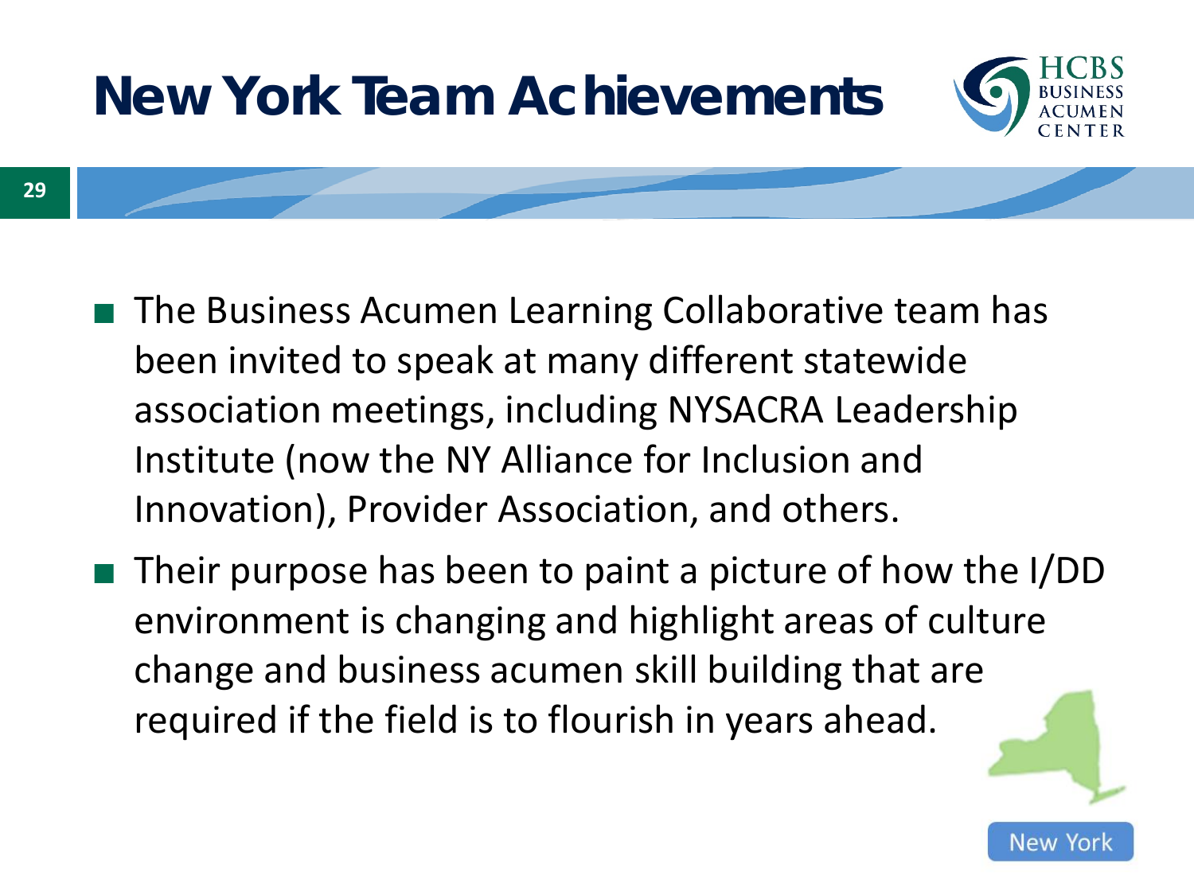# New York Team Achievements

- The Business Acumen Learning Collaborative team has been invited to speak at many different statewide association meetings, including NYSACRA Leadership Institute (now the NY Alliance for Inclusion and Innovation), Provider Association, and others.
- Their purpose has been to paint a picture of how the I/DD environment is changing and highlight areas of culture change and business acumen skill building that are required if the field is to flourish in years ahead.

New York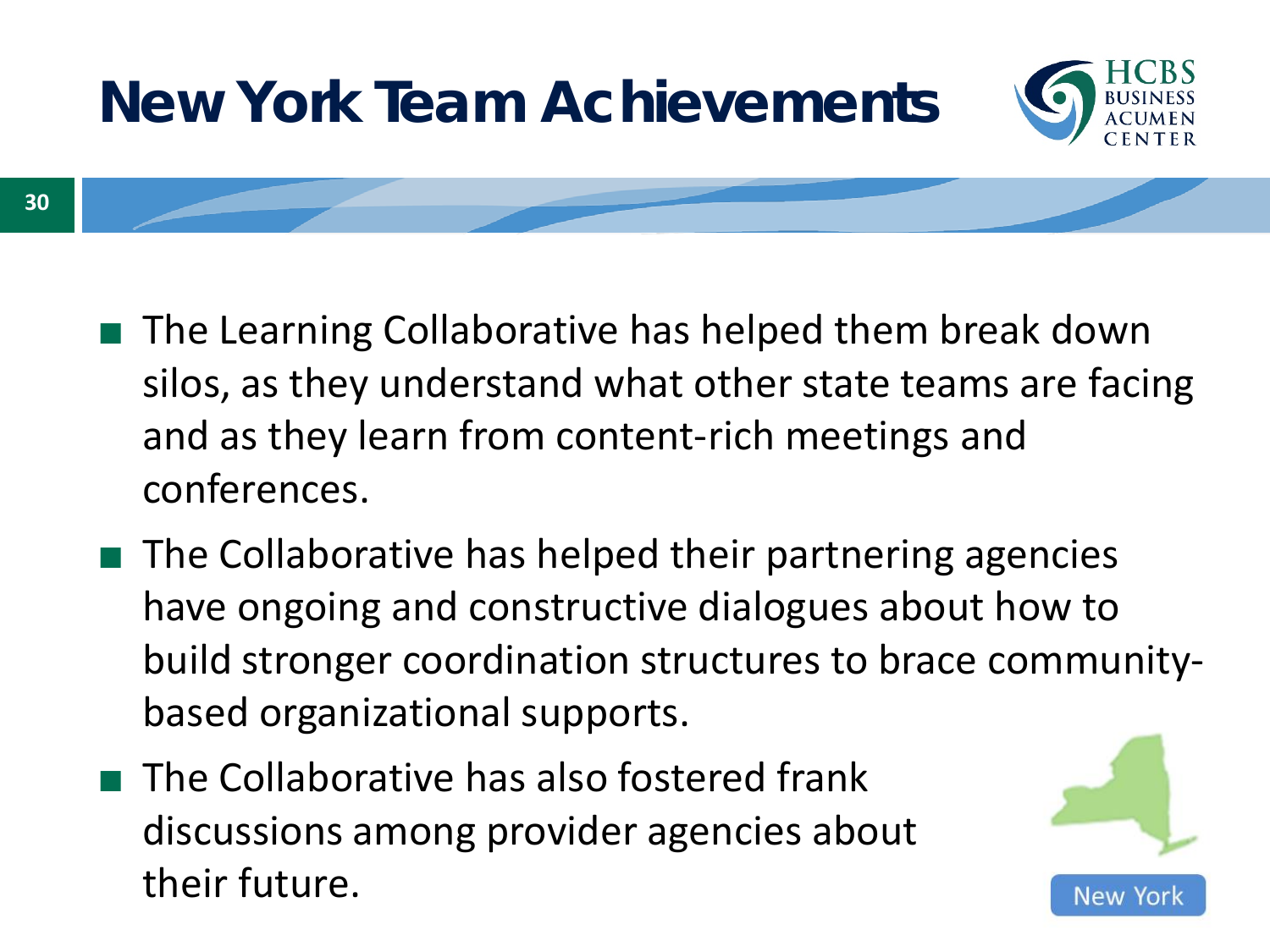# New York Team Achievements

- The Learning Collaborative has helped them break down silos, as they understand what other state teams are facing and as they learn from content-rich meetings and conferences.
- The Collaborative has helped their partnering agencies have ongoing and constructive dialogues about how to build stronger coordination structures to brace community-based organizational supports.
- The Collaborative has also fostered frank discussions among provider agencies about their future.

New York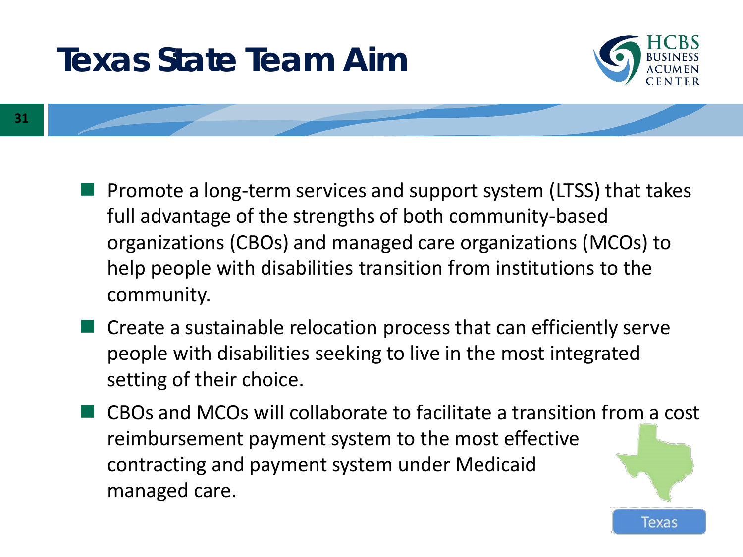# Texas State Team Aim

- Promote a long-term services and support system (LTSS) that takes full advantage of the strengths of both community-based organizations (CBOs) and managed care organizations (MCOs) to help people with disabilities transition from institutions to the community.
- Create a sustainable relocation process that can efficiently serve people with disabilities seeking to live in the most integrated setting of their choice.
- CBOs and MCOs will collaborate to facilitate a transition from a cost reimbursement payment system to the most effective contracting and payment system under Medicaid managed care.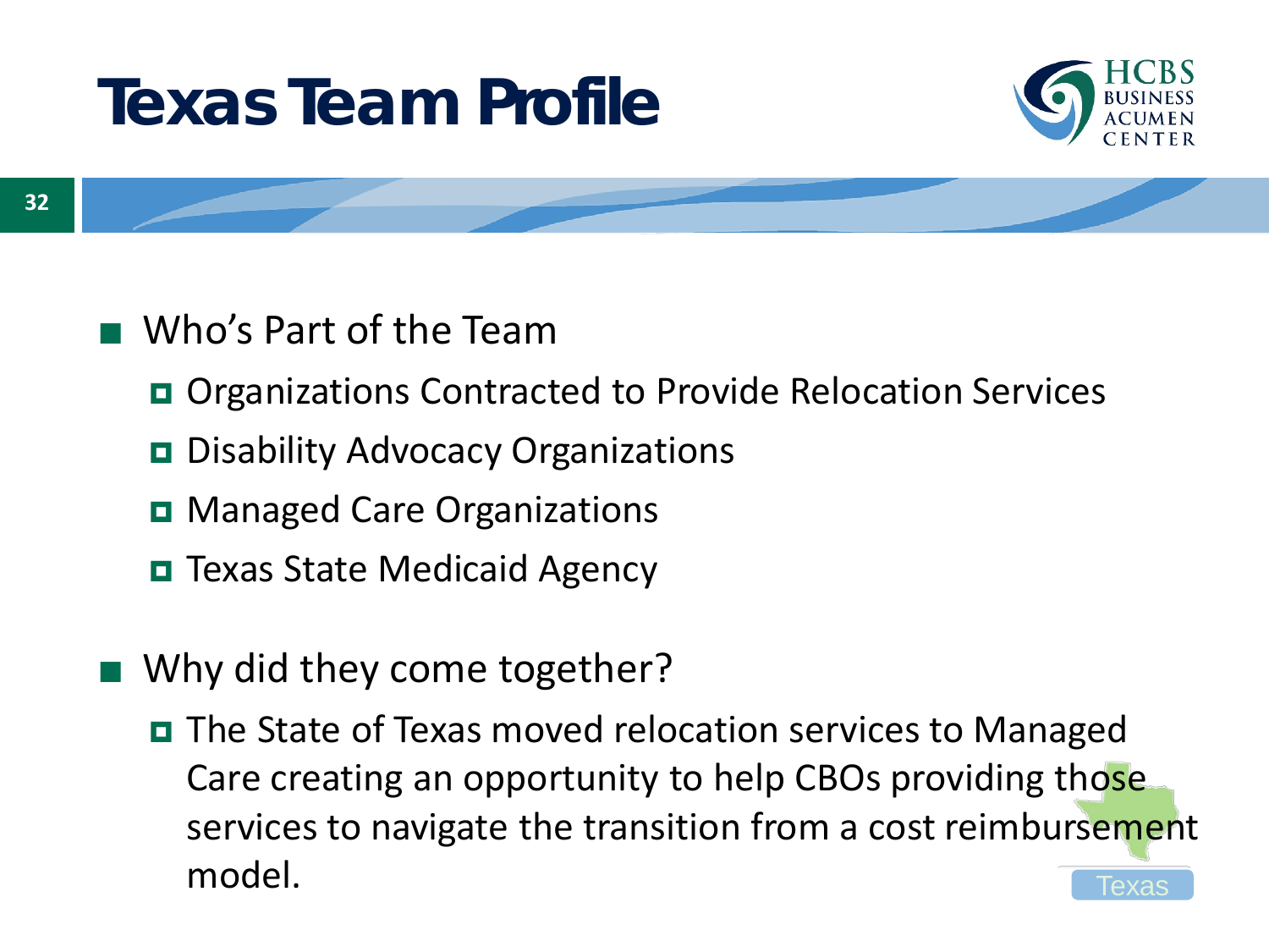# Texas Team Profile

- Who's Part of the Team
  - Organizations Contracted to Provide Relocation Services
  - Disability Advocacy Organizations
  - Managed Care Organizations
  - Texas State Medicaid Agency
- Why did they come together?
  - The State of Texas moved relocation services to Managed Care creating an opportunity to help CBOs providing those services to navigate the transition from a cost reimbursement model.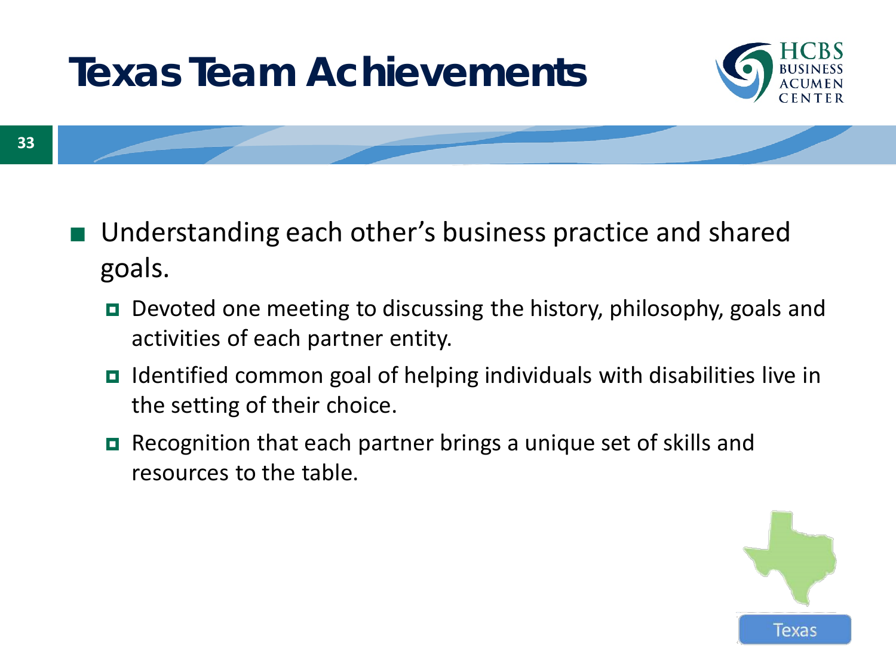# Texas Team Achievements

- Understanding each other's business practice and shared goals.
  - Devoted one meeting to discussing the history, philosophy, goals and activities of each partner entity.
  - Identified common goal of helping individuals with disabilities live in the setting of their choice.
  - Recognition that each partner brings a unique set of skills and resources to the table.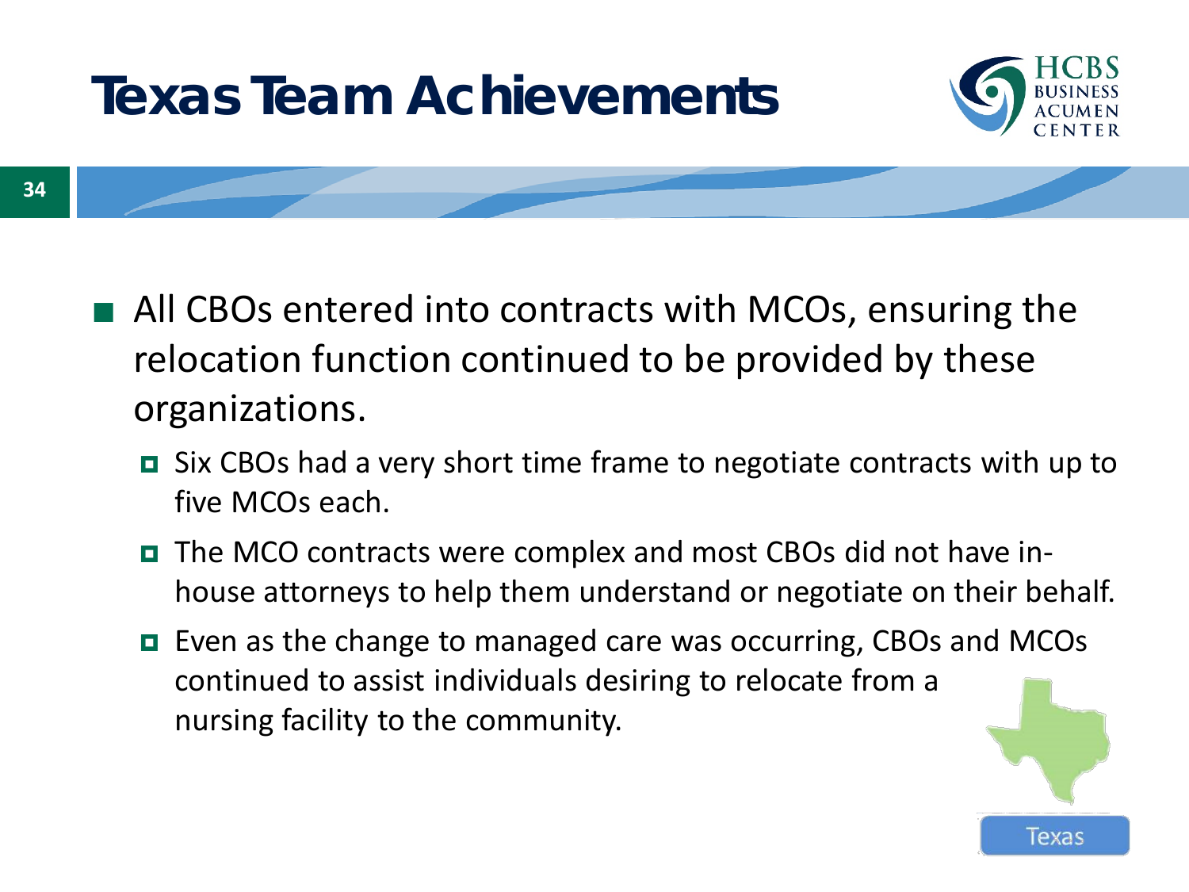# Texas Team Achievements

- All CBOs entered into contracts with MCOs, ensuring the relocation function continued to be provided by these organizations.
  - Six CBOs had a very short time frame to negotiate contracts with up to five MCOs each.
  - The MCO contracts were complex and most CBOs did not have in-house attorneys to help them understand or negotiate on their behalf.
  - Even as the change to managed care was occurring, CBOs and MCOs continued to assist individuals desiring to relocate from a nursing facility to the community.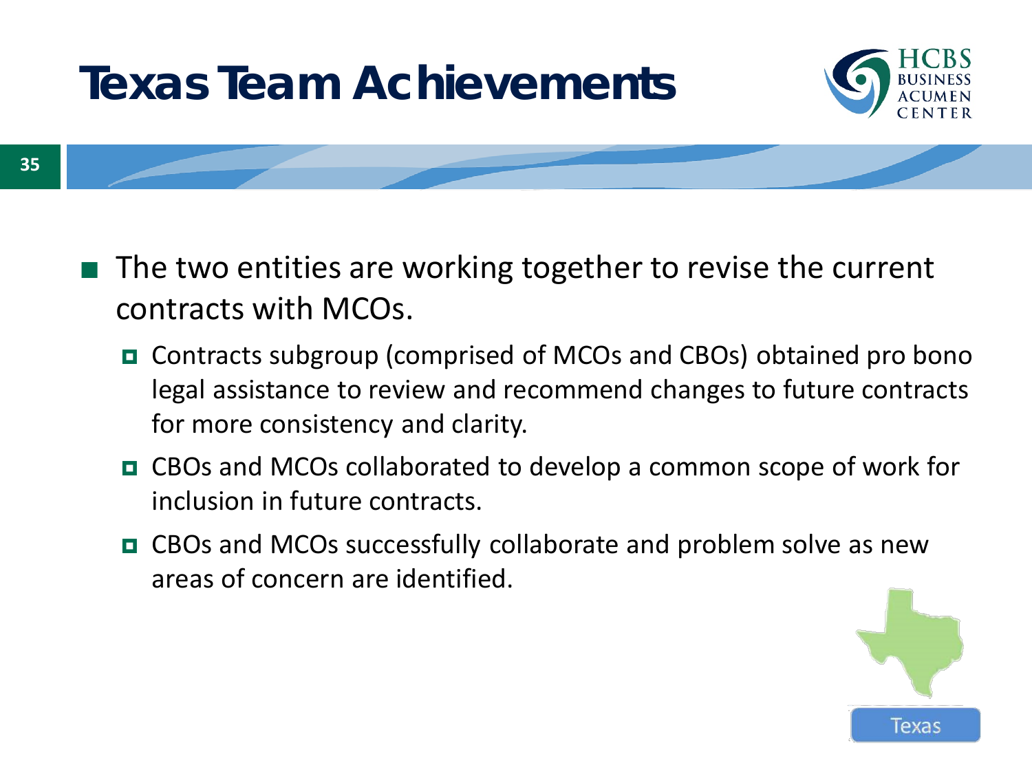# Texas Team Achievements

- The two entities are working together to revise the current contracts with MCOs.
  - Contracts subgroup (comprised of MCOs and CBOs) obtained pro bono legal assistance to review and recommend changes to future contracts for more consistency and clarity.
  - CBOs and MCOs collaborated to develop a common scope of work for inclusion in future contracts.
  - CBOs and MCOs successfully collaborate and problem solve as new areas of concern are identified.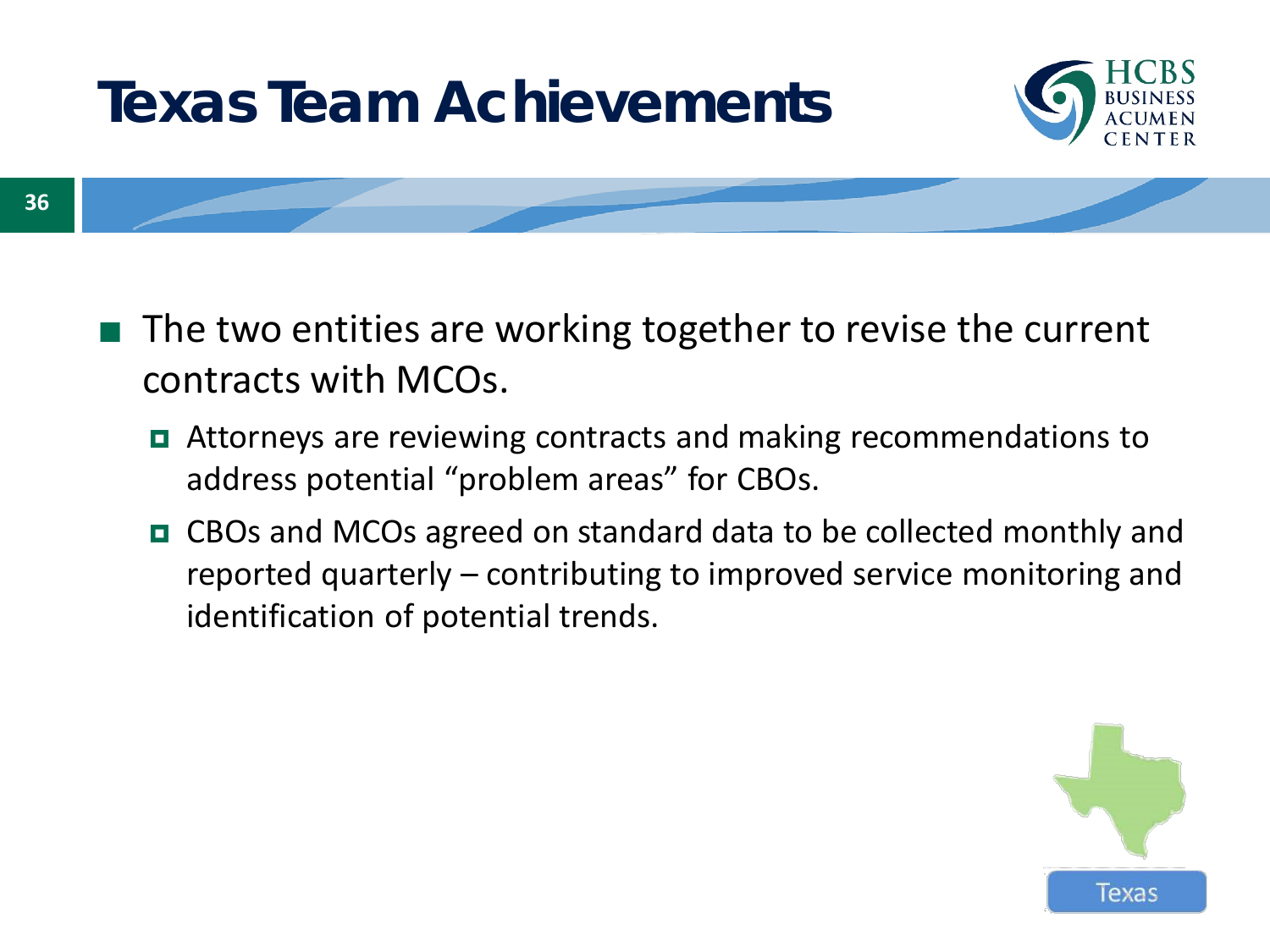# Texas Team Achievements

- The two entities are working together to revise the current contracts with MCOs.
  - Attorneys are reviewing contracts and making recommendations to address potential “problem areas” for CBOs.
  - CBOs and MCOs agreed on standard data to be collected monthly and reported quarterly – contributing to improved service monitoring and identification of potential trends.

Texas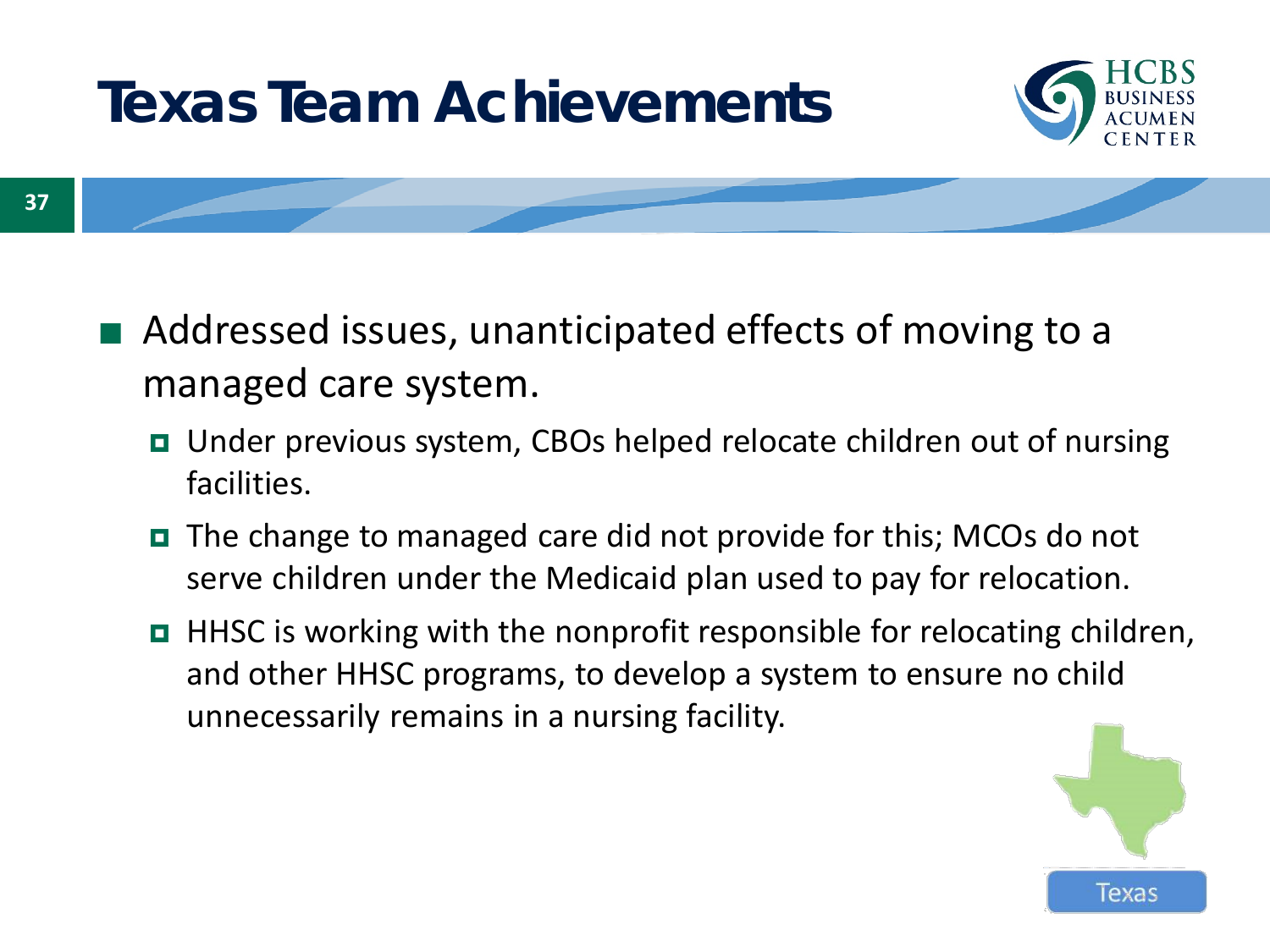# Texas Team Achievements

- Addressed issues, unanticipated effects of moving to a managed care system.
  - Under previous system, CBOs helped relocate children out of nursing facilities.
  - The change to managed care did not provide for this; MCOs do not serve children under the Medicaid plan used to pay for relocation.
  - HHSC is working with the nonprofit responsible for relocating children, and other HHSC programs, to develop a system to ensure no child unnecessarily remains in a nursing facility.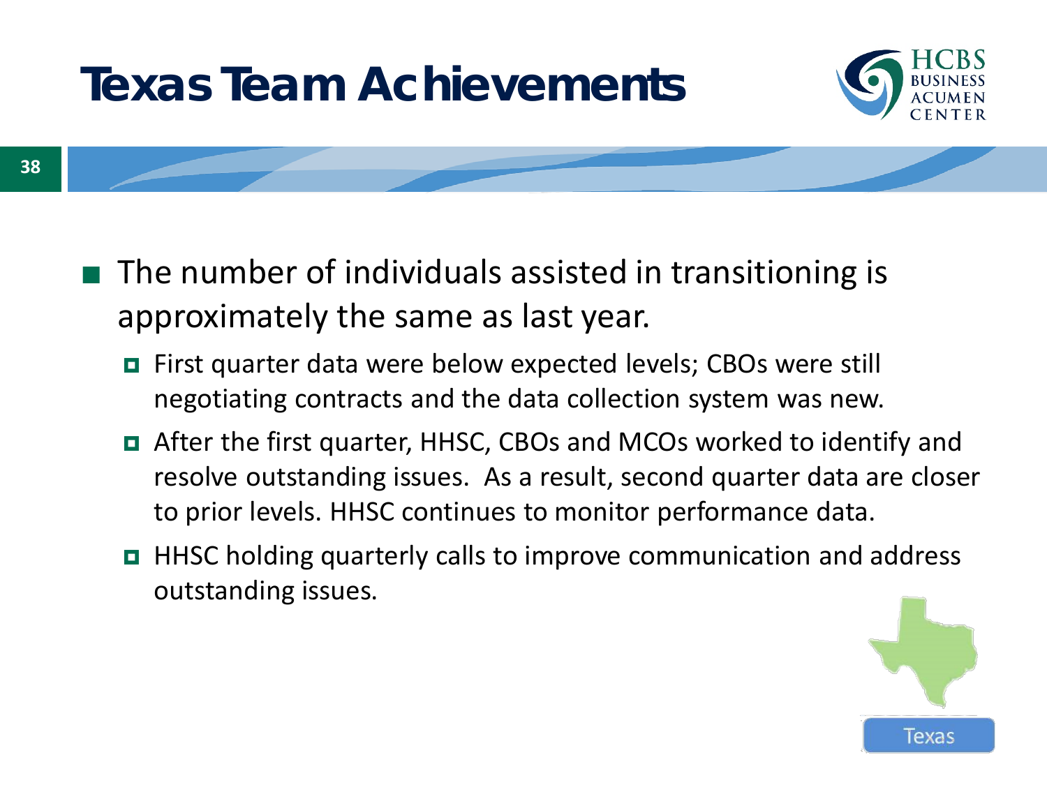# Texas Team Achievements

- The number of individuals assisted in transitioning is approximately the same as last year.
  - First quarter data were below expected levels; CBOs were still negotiating contracts and the data collection system was new.
  - After the first quarter, HHSC, CBOs and MCOs worked to identify and resolve outstanding issues. As a result, second quarter data are closer to prior levels. HHSC continues to monitor performance data.
  - HHSC holding quarterly calls to improve communication and address outstanding issues.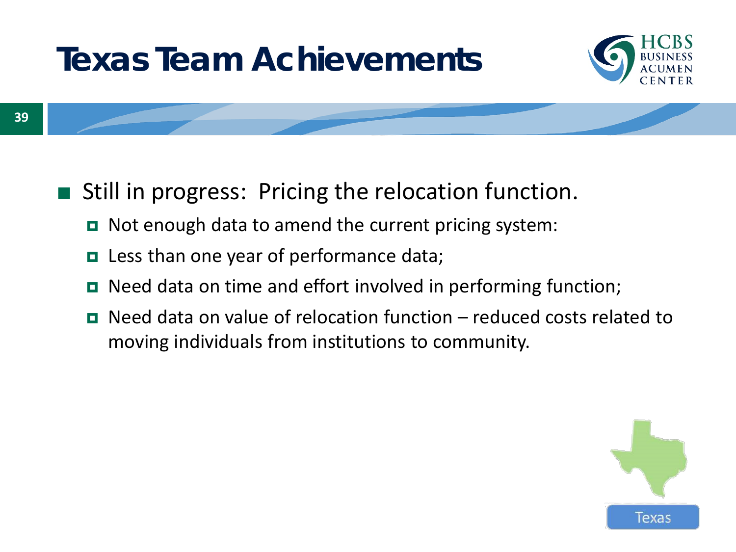# Texas Team Achievements

- Still in progress: Pricing the relocation function.
  - Not enough data to amend the current pricing system:
  - Less than one year of performance data;
  - Need data on time and effort involved in performing function;
  - Need data on value of relocation function – reduced costs related to moving individuals from institutions to community.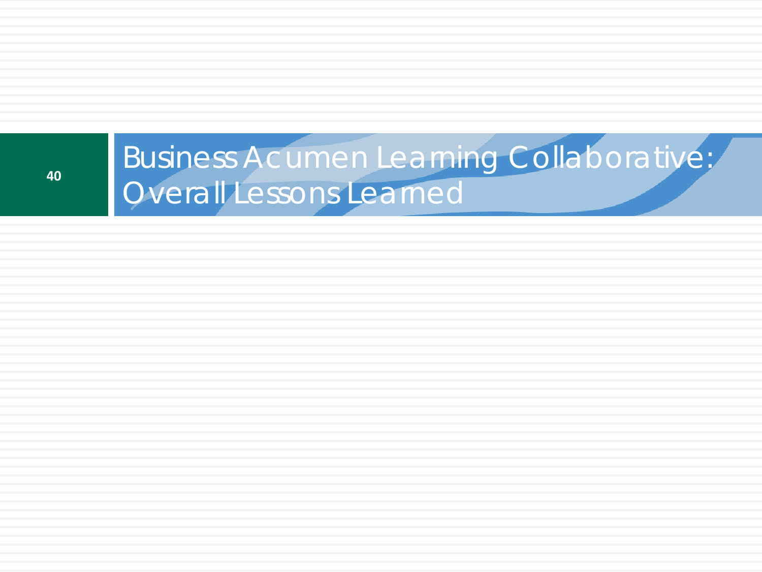# Business Acumen Learning Collaborative: Overall Lessons Learned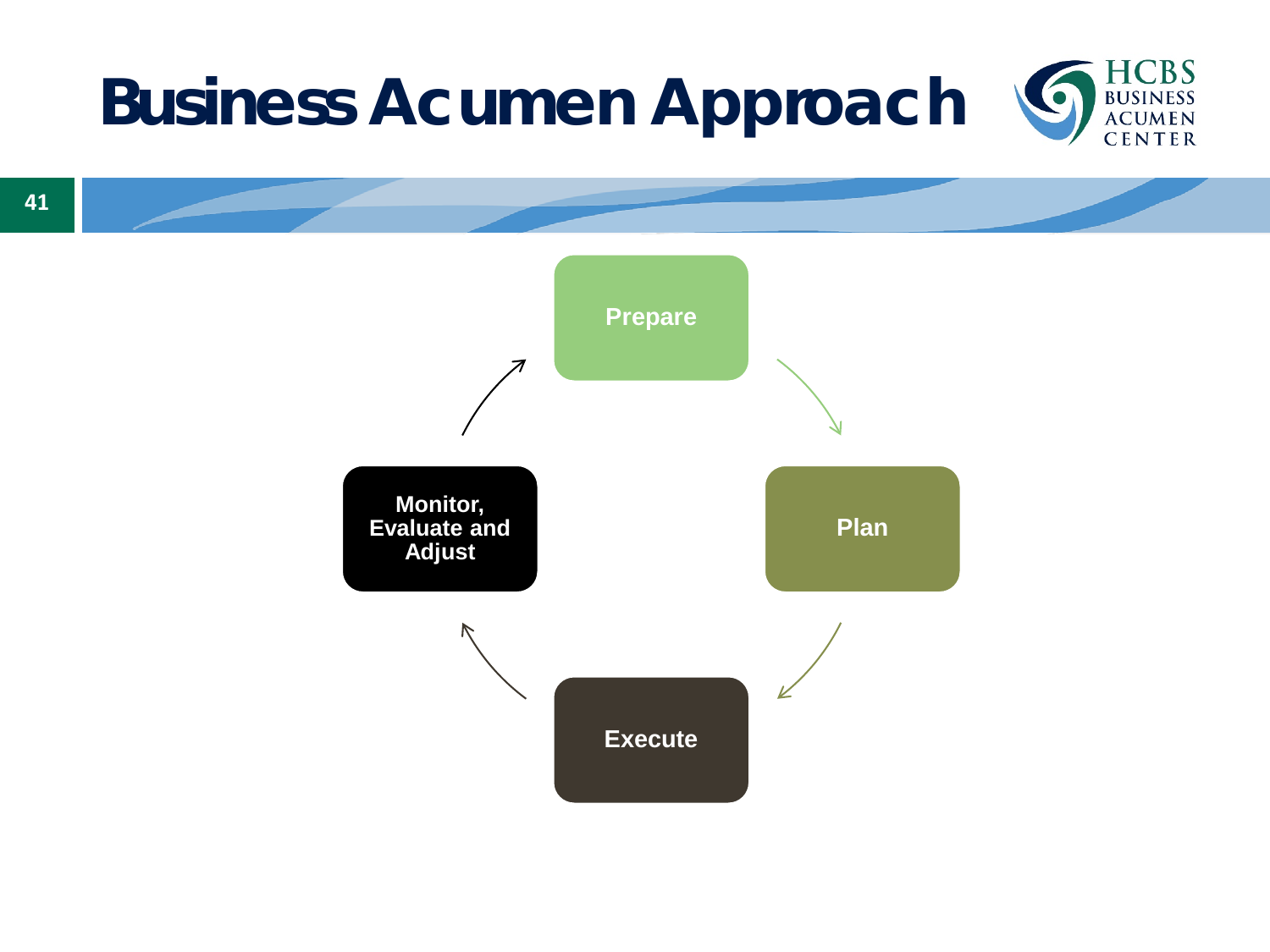# Business Acumen Approach

- Prepare
- Plan
- Execute
- Monitor, Evaluate and Adjust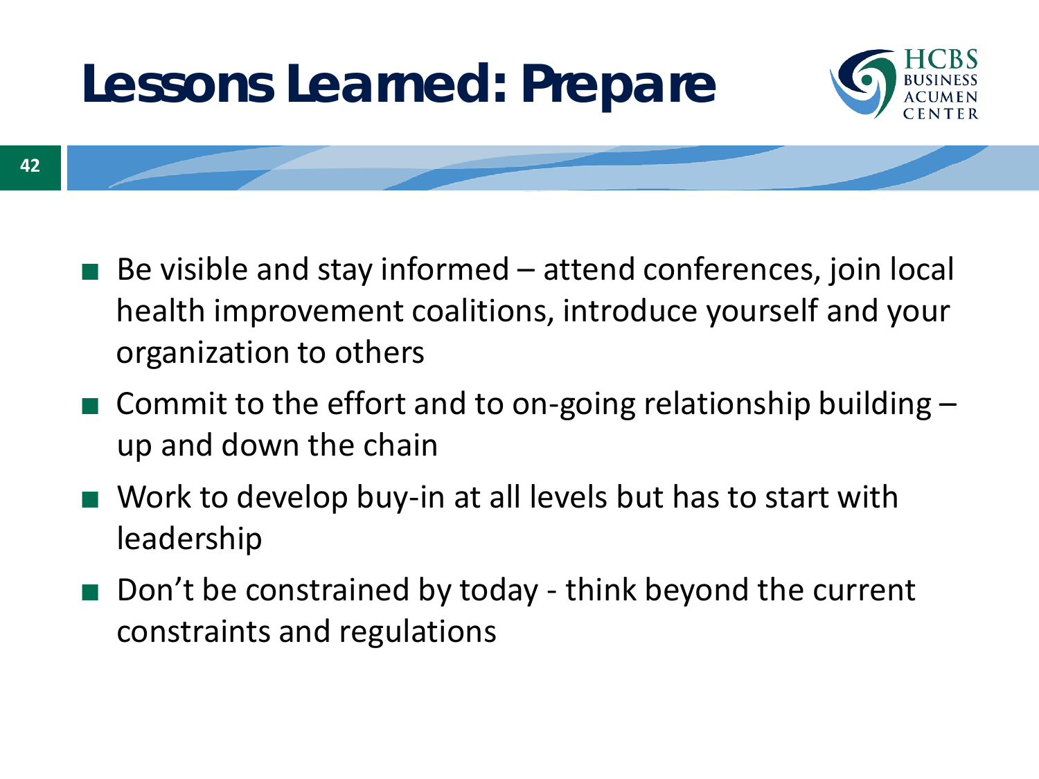# Lessons Learned: Prepare

- Be visible and stay informed – attend conferences, join local health improvement coalitions, introduce yourself and your organization to others
- Commit to the effort and to on-going relationship building – up and down the chain
- Work to develop buy-in at all levels but has to start with leadership
- Don't be constrained by today - think beyond the current constraints and regulations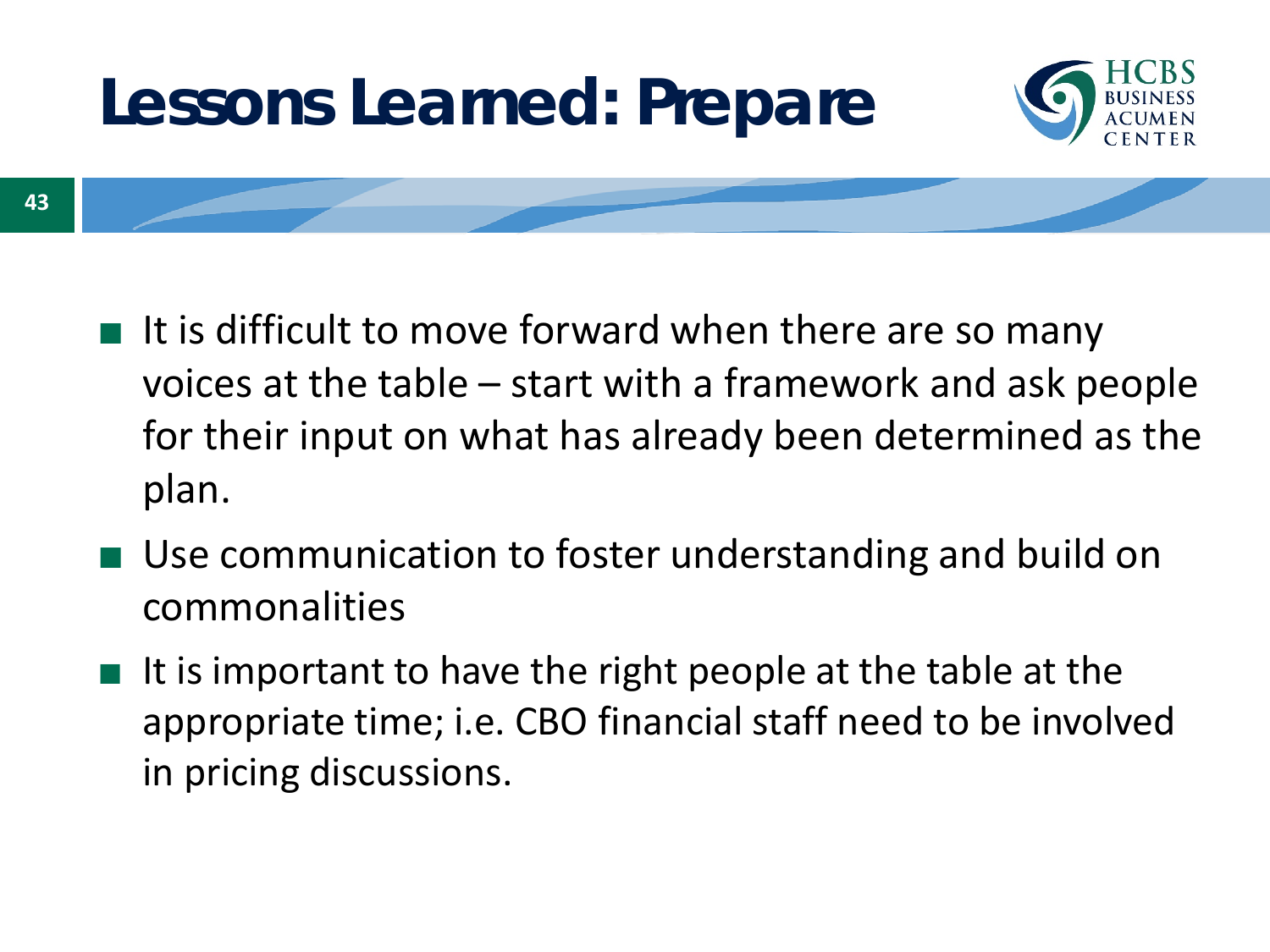# Lessons Learned: Prepare

- It is difficult to move forward when there are so many voices at the table – start with a framework and ask people for their input on what has already been determined as the plan.
- Use communication to foster understanding and build on commonalities
- It is important to have the right people at the table at the appropriate time; i.e. CBO financial staff need to be involved in pricing discussions.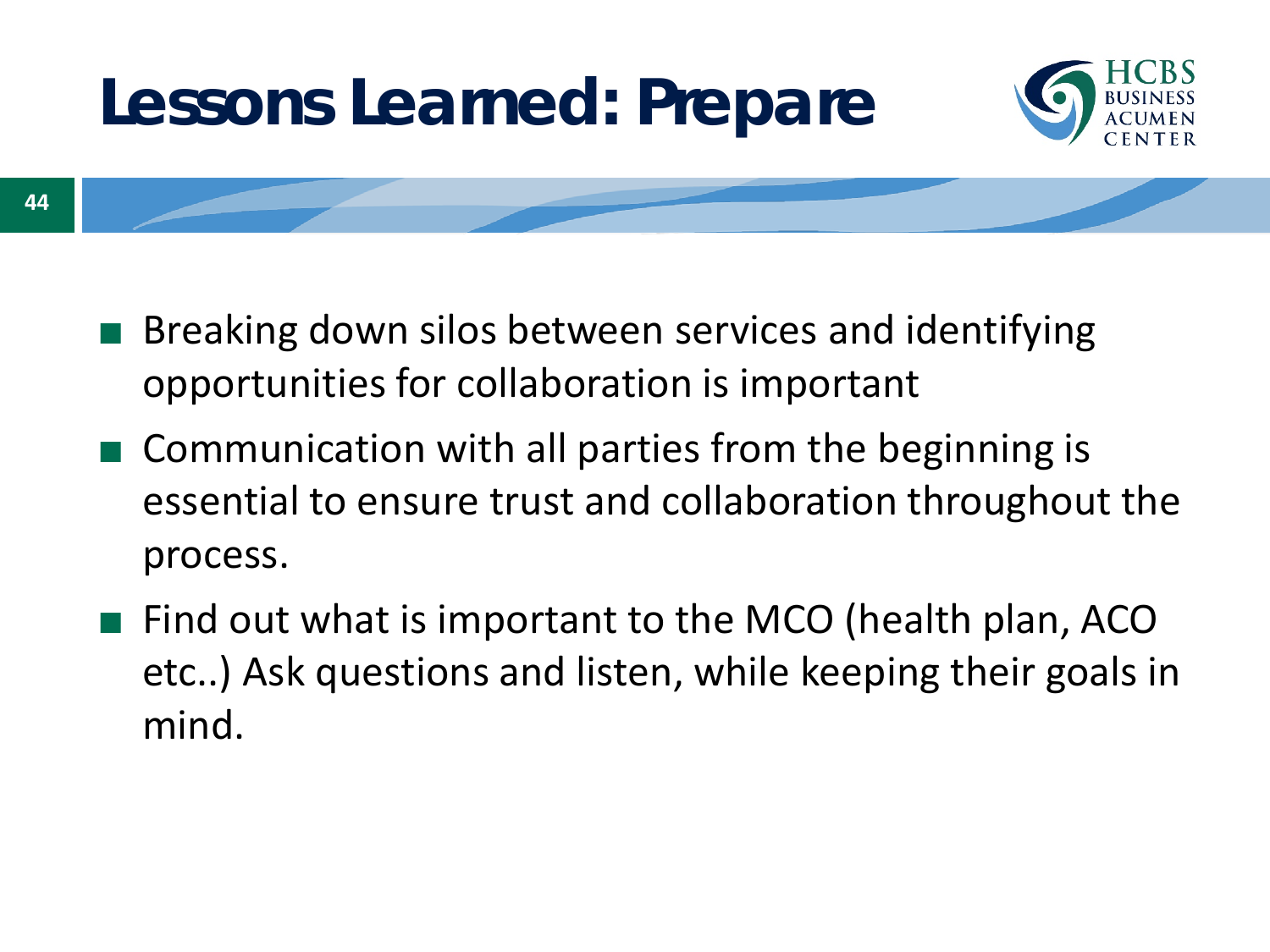# Lessons Learned: Prepare

- Breaking down silos between services and identifying opportunities for collaboration is important
- Communication with all parties from the beginning is essential to ensure trust and collaboration throughout the process.
- Find out what is important to the MCO (health plan, ACO etc..) Ask questions and listen, while keeping their goals in mind.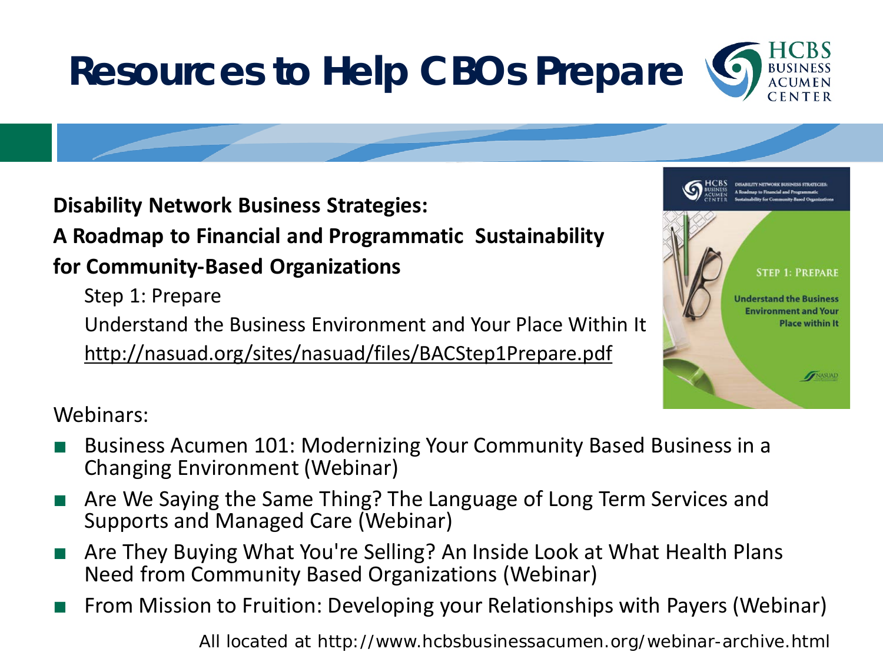# Resources to Help CBOs Prepare

**Disability Network Business Strategies:**
**A Roadmap to Financial and Programmatic Sustainability for Community-Based Organizations**

Step 1: Prepare

Understand the Business Environment and Your Place Within It

http://nasuad.org/sites/nasuad/files/BACStep1Prepare.pdf

Webinars:

- Business Acumen 101: Modernizing Your Community Based Business in a Changing Environment (Webinar)
- Are We Saying the Same Thing? The Language of Long Term Services and Supports and Managed Care (Webinar)
- Are They Buying What You're Selling? An Inside Look at What Health Plans Need from Community Based Organizations (Webinar)
- From Mission to Fruition: Developing your Relationships with Payers (Webinar)

All located at http://www.hcbsbusinessacumen.org/webinar-archive.html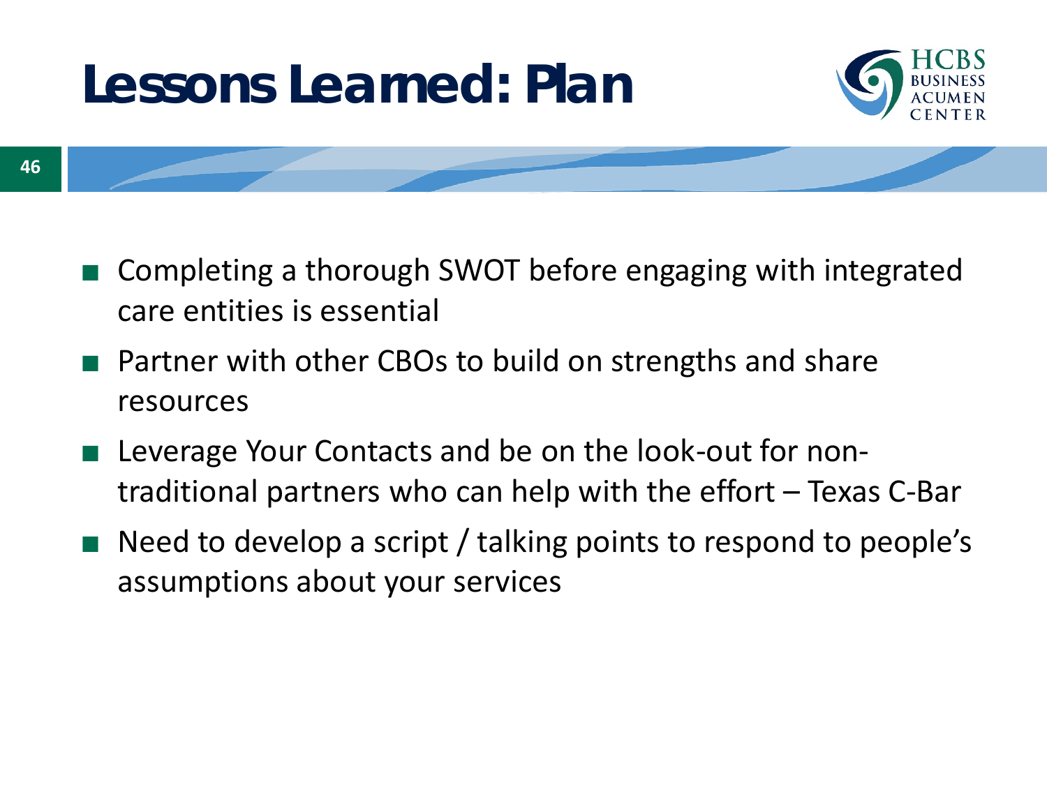# Lessons Learned: Plan

- Completing a thorough SWOT before engaging with integrated care entities is essential
- Partner with other CBOs to build on strengths and share resources
- Leverage Your Contacts and be on the look-out for non-traditional partners who can help with the effort – Texas C-Bar
- Need to develop a script / talking points to respond to people's assumptions about your services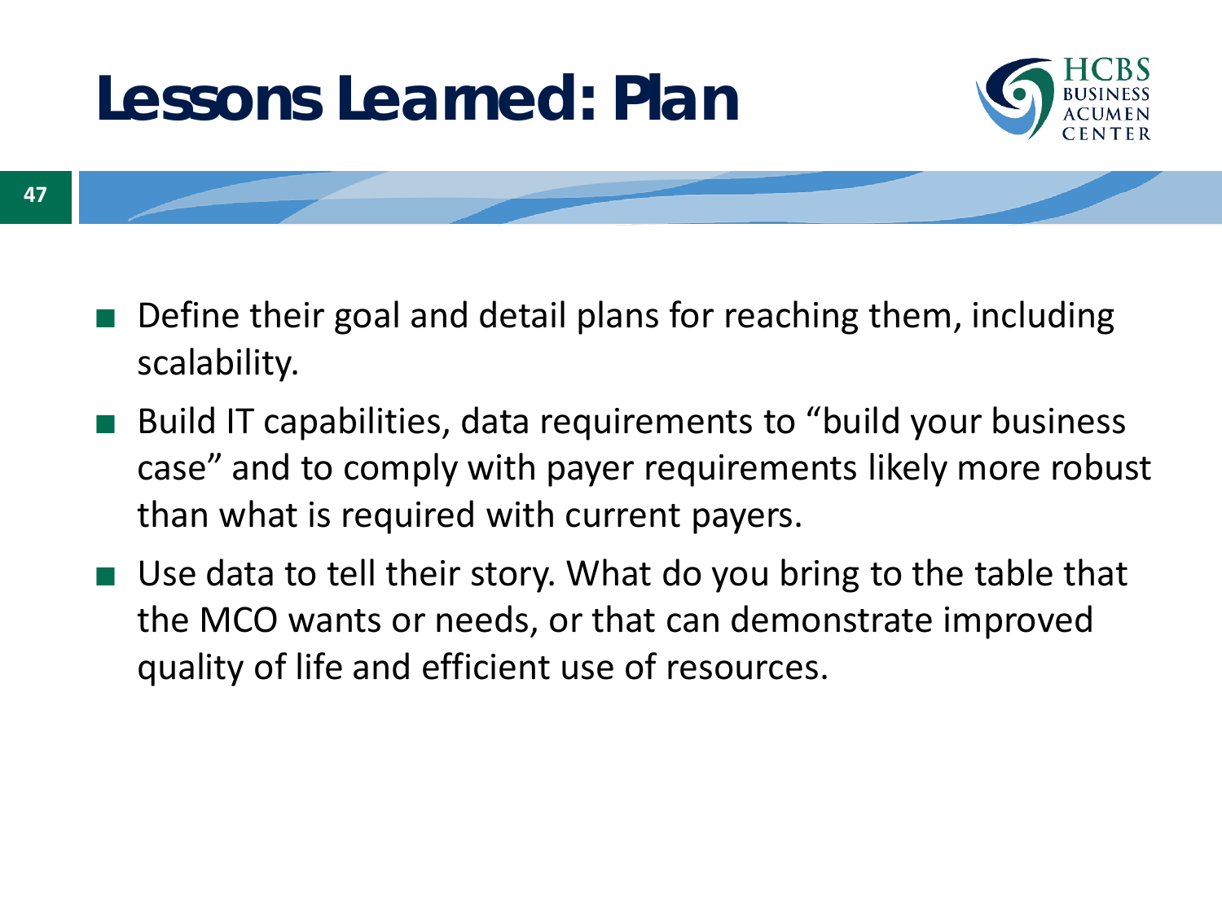# Lessons Learned: Plan

- Define their goal and detail plans for reaching them, including scalability.
- Build IT capabilities, data requirements to "build your business case" and to comply with payer requirements likely more robust than what is required with current payers.
- Use data to tell their story. What do you bring to the table that the MCO wants or needs, or that can demonstrate improved quality of life and efficient use of resources.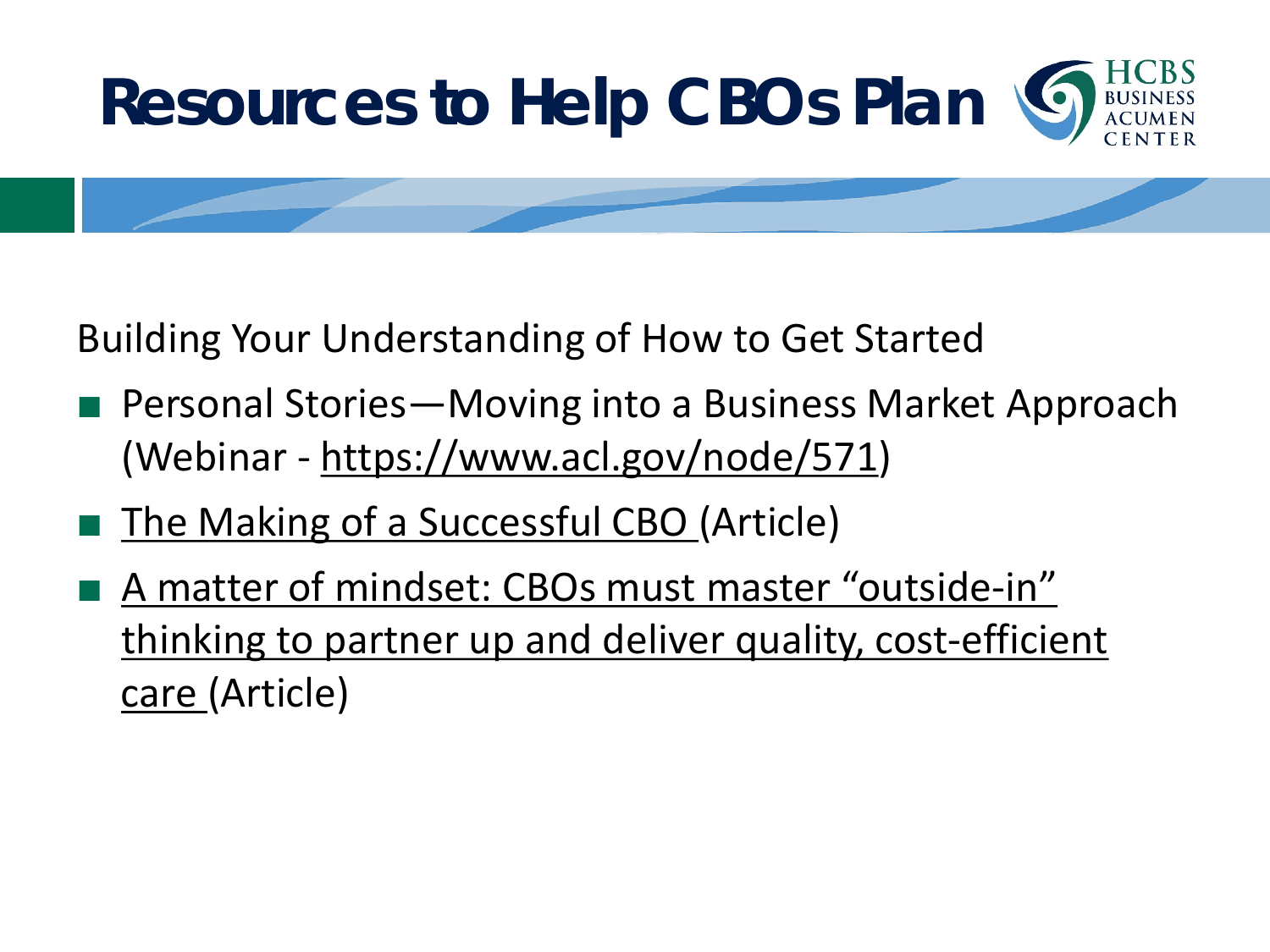# Resources to Help CBOs Plan

HCBS BUSINESS ACUMEN CENTER

Building Your Understanding of How to Get Started

- Personal Stories—Moving into a Business Market Approach (Webinar - https://www.acl.gov/node/571)
- The Making of a Successful CBO (Article)
- A matter of mindset: CBOs must master "outside-in" thinking to partner up and deliver quality, cost-efficient care (Article)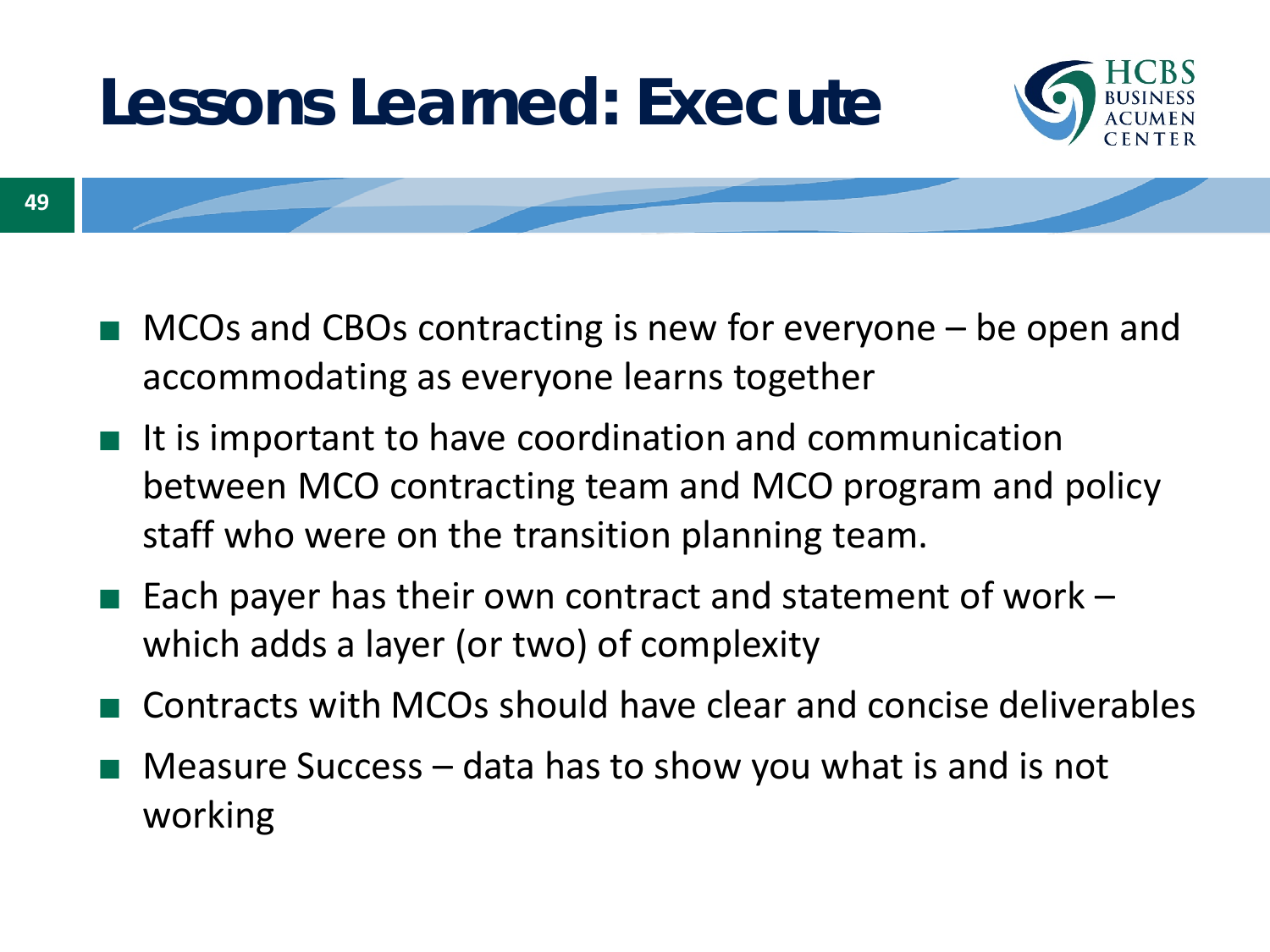# Lessons Learned: Execute

- MCOs and CBOs contracting is new for everyone – be open and accommodating as everyone learns together
- It is important to have coordination and communication between MCO contracting team and MCO program and policy staff who were on the transition planning team.
- Each payer has their own contract and statement of work – which adds a layer (or two) of complexity
- Contracts with MCOs should have clear and concise deliverables
- Measure Success – data has to show you what is and is not working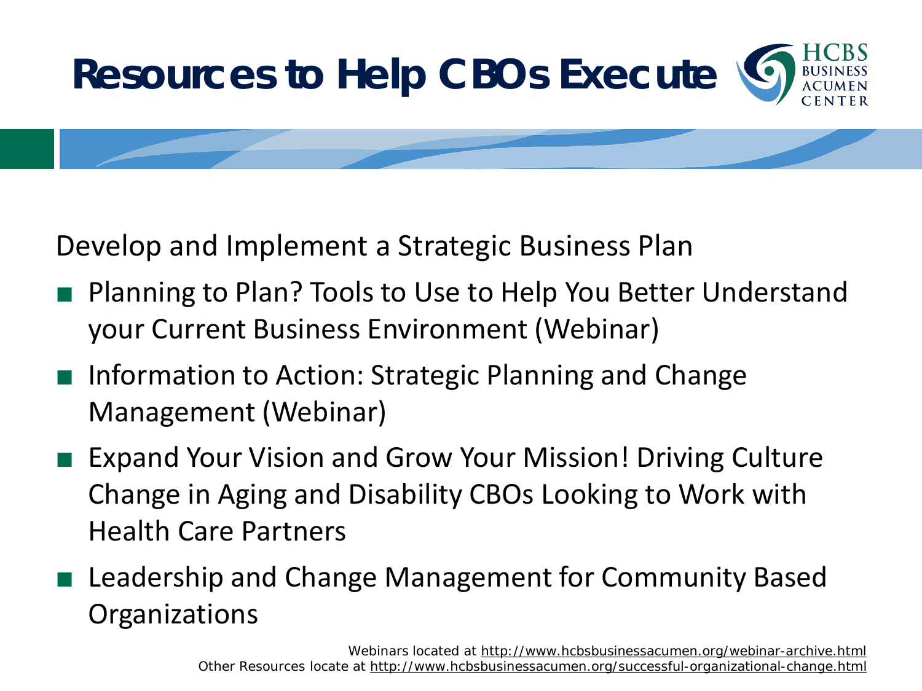# Resources to Help CBOs Execute

Develop and Implement a Strategic Business Plan

- Planning to Plan? Tools to Use to Help You Better Understand your Current Business Environment (Webinar)
- Information to Action: Strategic Planning and Change Management (Webinar)
- Expand Your Vision and Grow Your Mission! Driving Culture Change in Aging and Disability CBOs Looking to Work with Health Care Partners
- Leadership and Change Management for Community Based Organizations

Webinars located at http://www.hcbsbusinessacumen.org/webinar-archive.html
Other Resources locate at http://www.hcbsbusinessacumen.org/successful-organizational-change.html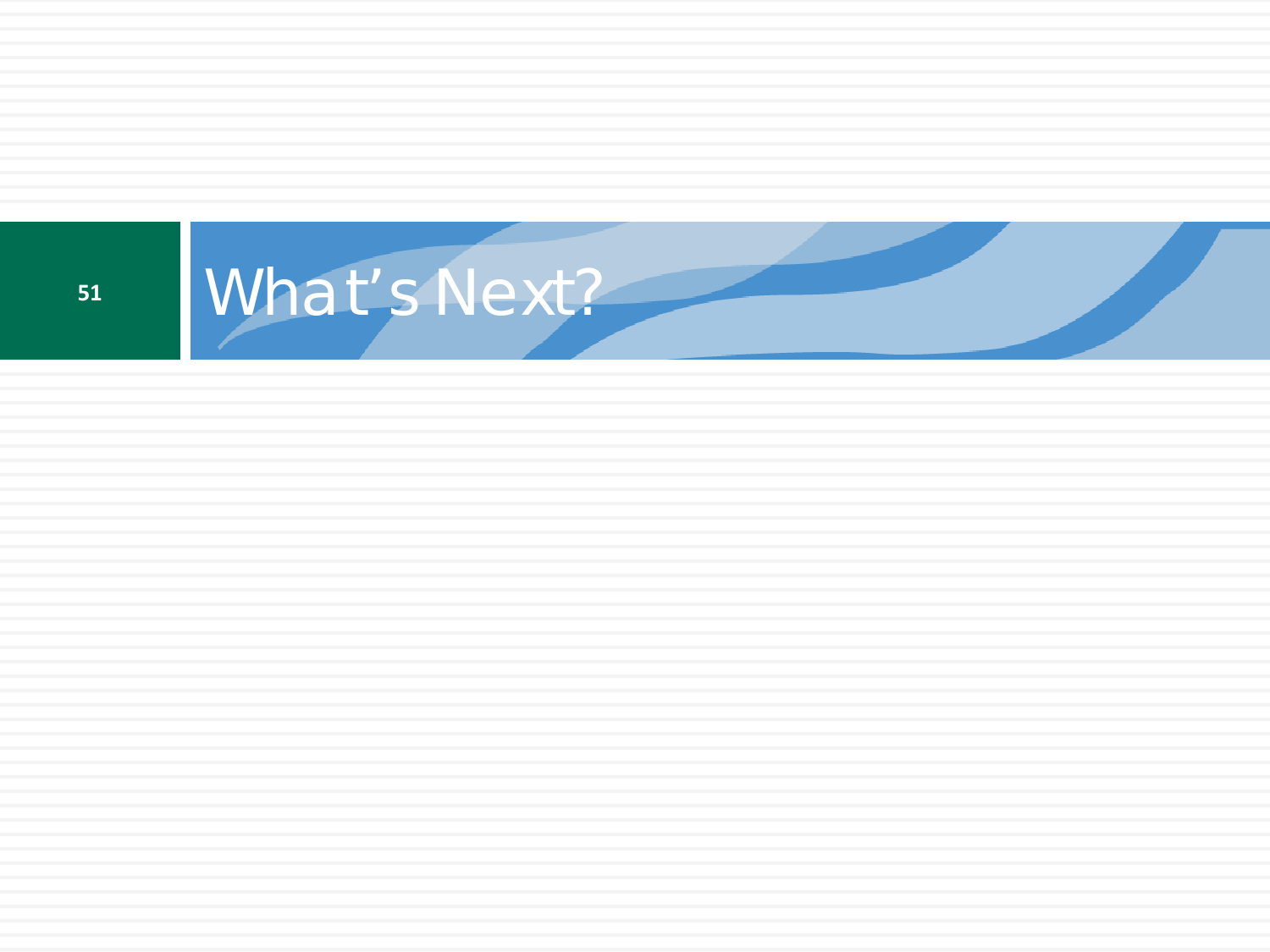# What's Next?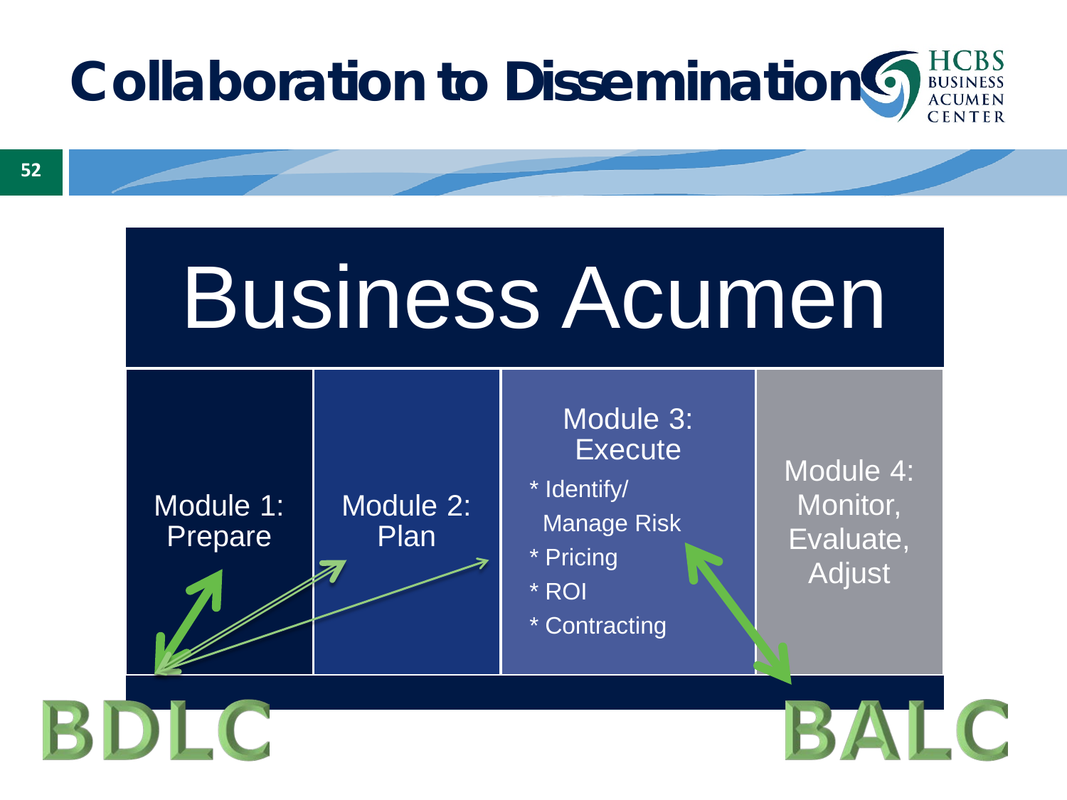# Collaboration to Dissemination

## Business Acumen

| Module 1: Prepare | Module 2: Plan | Module 3: Execute<br>* Identify/ Manage Risk<br>* Pricing<br>* ROI<br>* Contracting | Module 4: Monitor, Evaluate, Adjust |
|---|---|---|---|

BDLC

BALC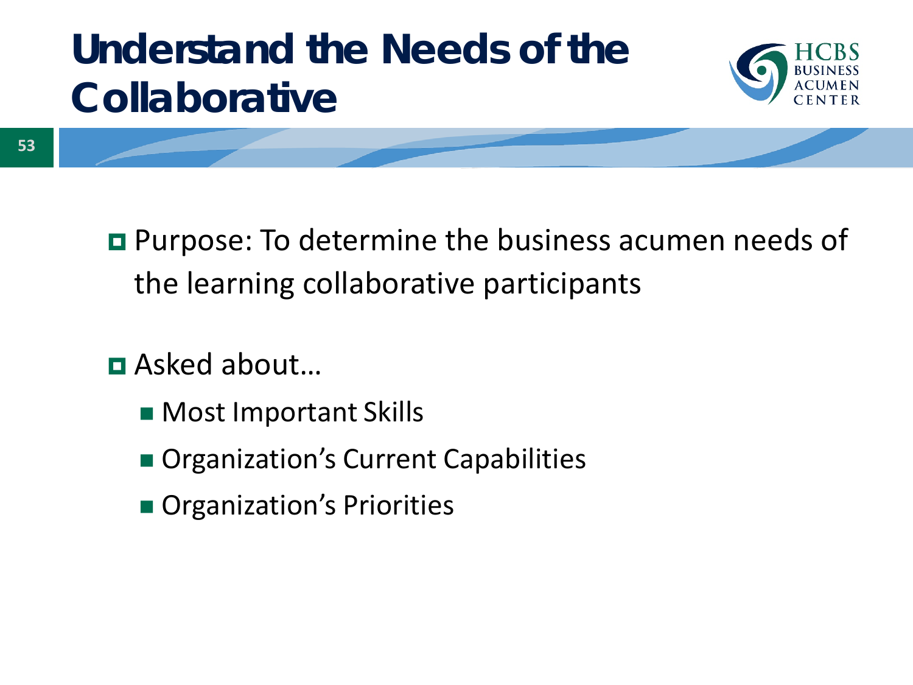# Understand the Needs of the Collaborative

- Purpose: To determine the business acumen needs of the learning collaborative participants
- Asked about…
  - Most Important Skills
  - Organization's Current Capabilities
  - Organization's Priorities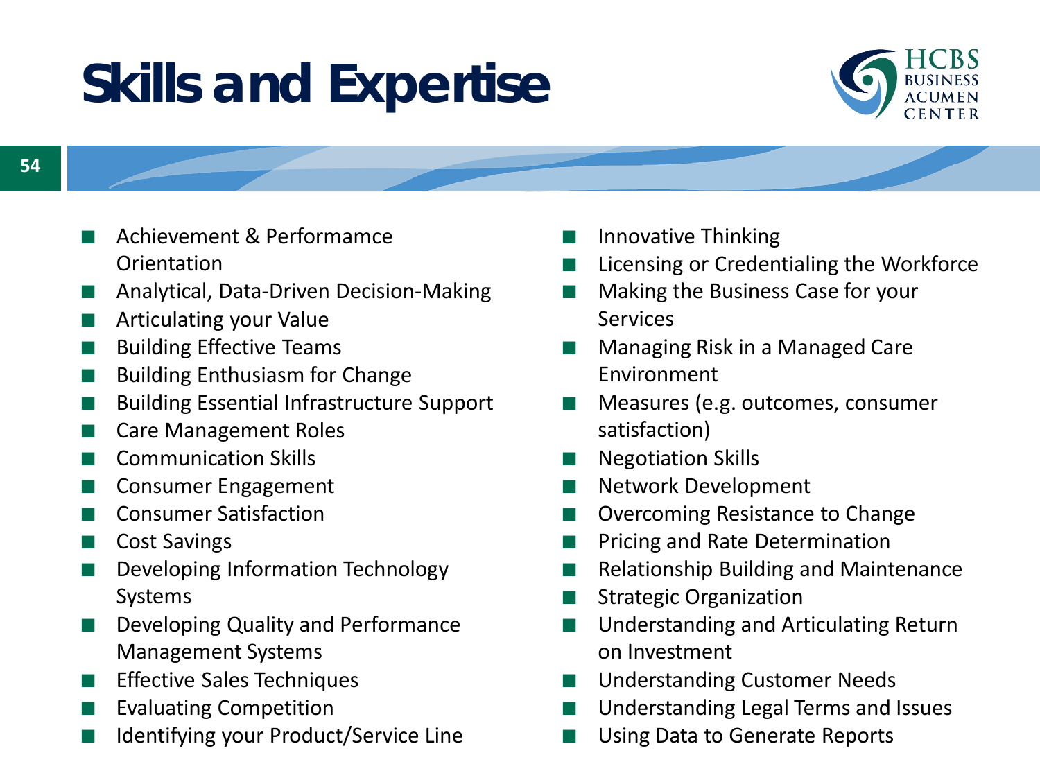# Skills and Expertise

- Achievement & Performamce Orientation
- Analytical, Data-Driven Decision-Making
- Articulating your Value
- Building Effective Teams
- Building Enthusiasm for Change
- Building Essential Infrastructure Support
- Care Management Roles
- Communication Skills
- Consumer Engagement
- Consumer Satisfaction
- Cost Savings
- Developing Information Technology Systems
- Developing Quality and Performance Management Systems
- Effective Sales Techniques
- Evaluating Competition
- Identifying your Product/Service Line
- Innovative Thinking
- Licensing or Credentialing the Workforce
- Making the Business Case for your Services
- Managing Risk in a Managed Care Environment
- Measures (e.g. outcomes, consumer satisfaction)
- Negotiation Skills
- Network Development
- Overcoming Resistance to Change
- Pricing and Rate Determination
- Relationship Building and Maintenance
- Strategic Organization
- Understanding and Articulating Return on Investment
- Understanding Customer Needs
- Understanding Legal Terms and Issues
- Using Data to Generate Reports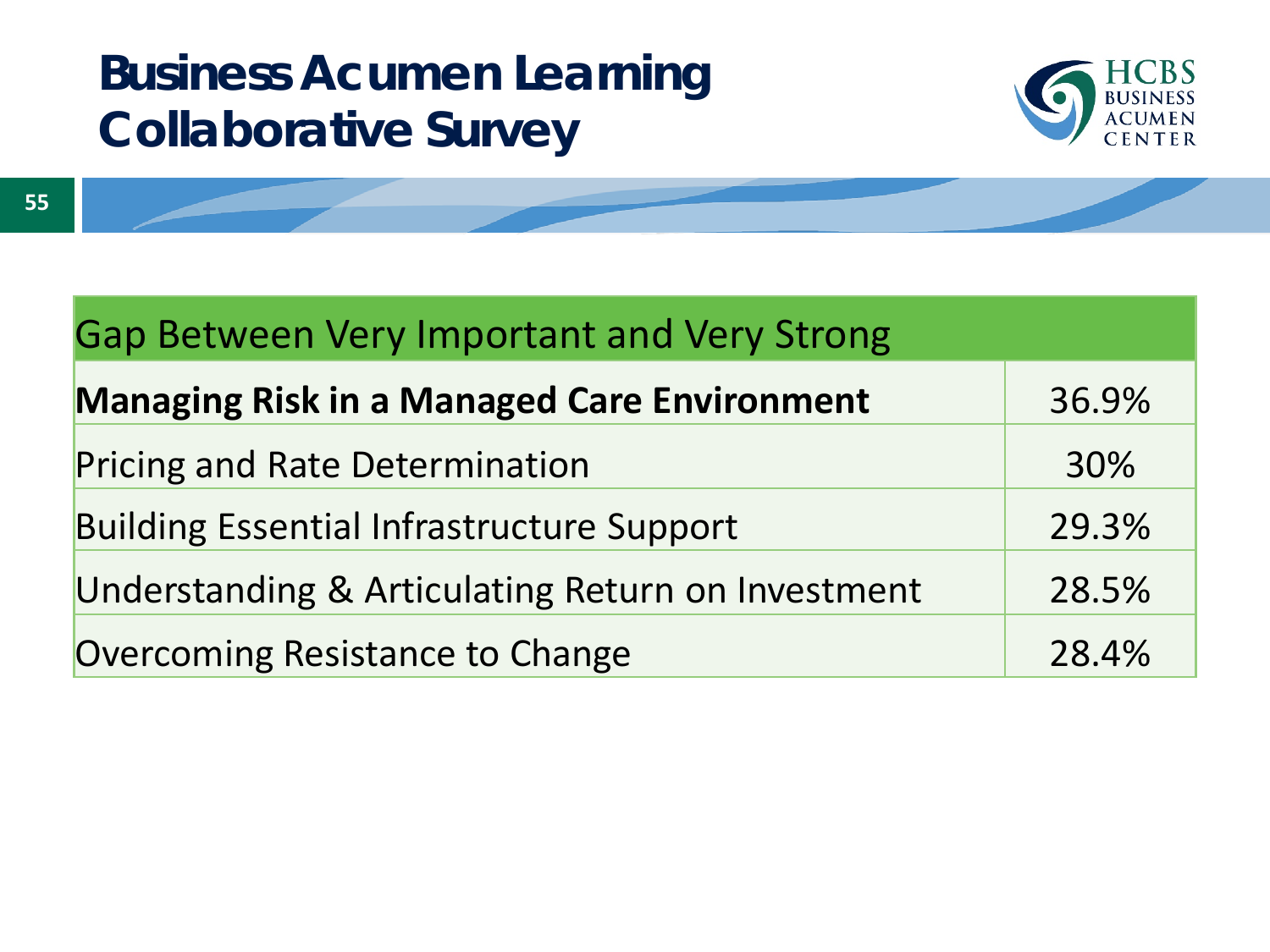# Business Acumen Learning Collaborative Survey

| Gap Between Very Important and Very Strong | |
|---|---|
| **Managing Risk in a Managed Care Environment** | 36.9% |
| Pricing and Rate Determination | 30% |
| Building Essential Infrastructure Support | 29.3% |
| Understanding & Articulating Return on Investment | 28.5% |
| Overcoming Resistance to Change | 28.4% |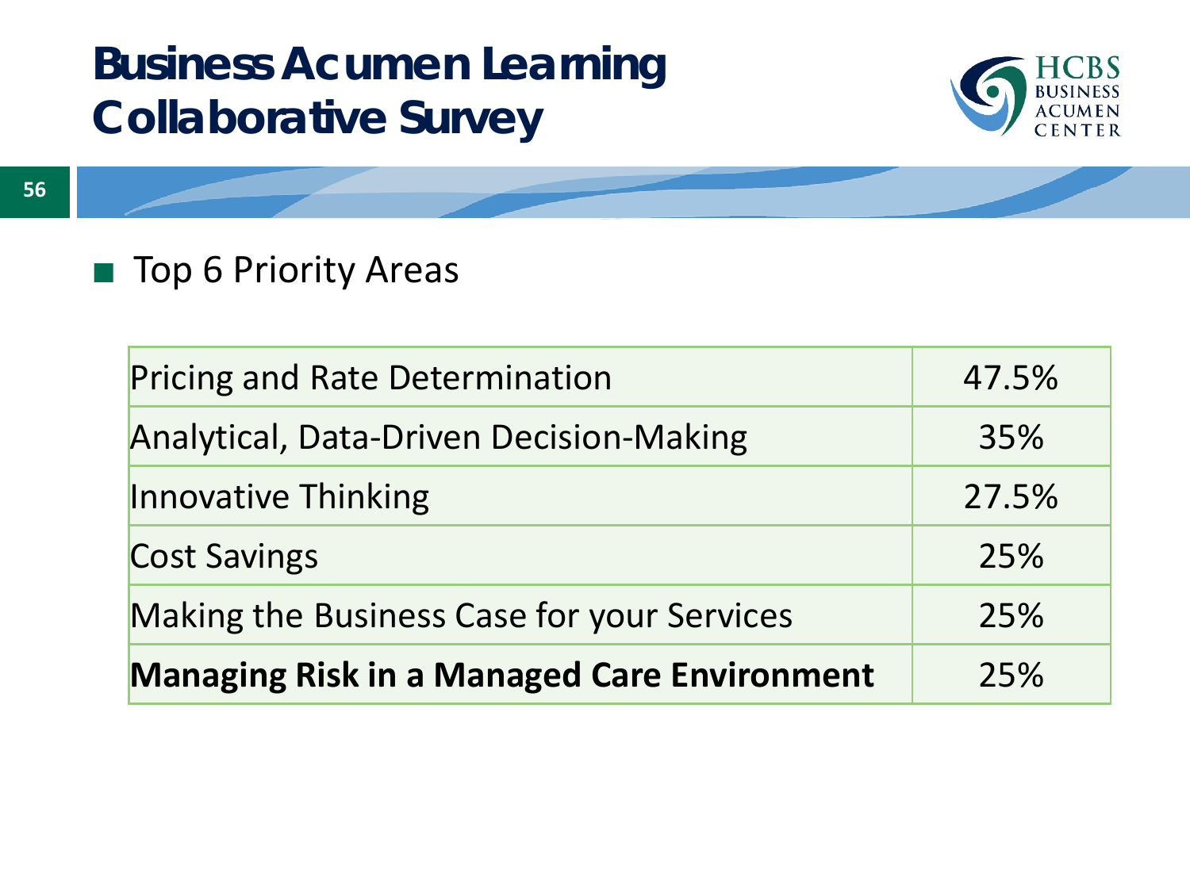# Business Acumen Learning Collaborative Survey

- Top 6 Priority Areas

| Priority Area | Percentage |
|---|---|
| Pricing and Rate Determination | 47.5% |
| Analytical, Data-Driven Decision-Making | 35% |
| Innovative Thinking | 27.5% |
| Cost Savings | 25% |
| Making the Business Case for your Services | 25% |
| **Managing Risk in a Managed Care Environment** | 25% |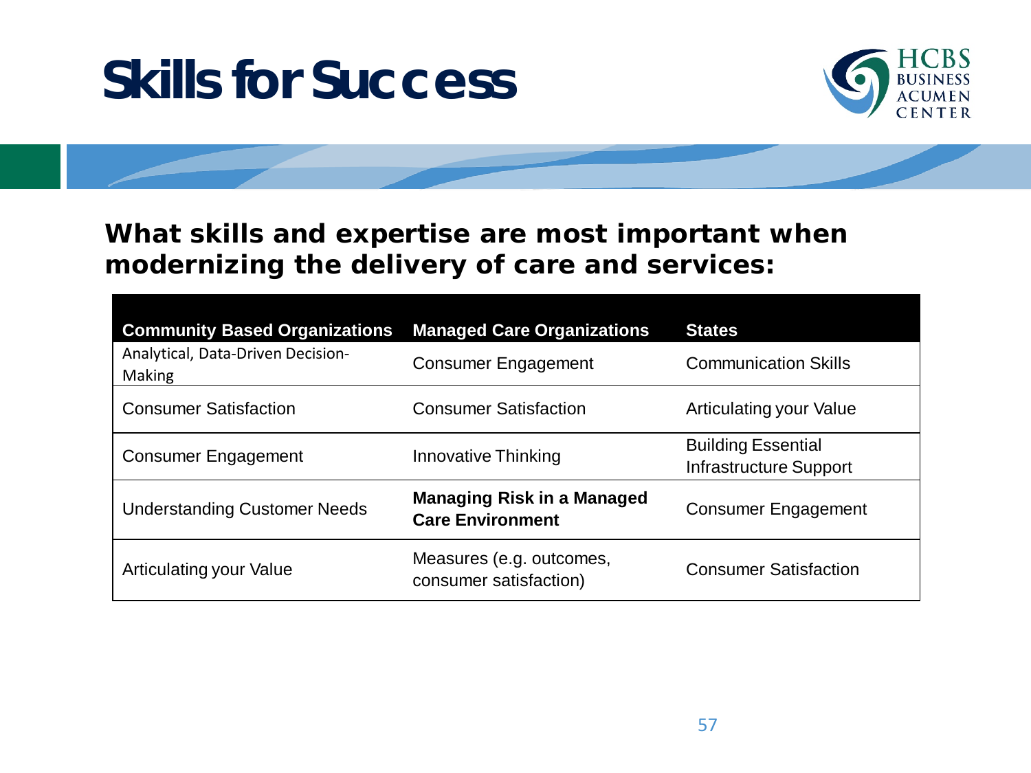# Skills for Success

**What skills and expertise are most important when modernizing the delivery of care and services:**

| Community Based Organizations | Managed Care Organizations | States |
|---|---|---|
| Analytical, Data-Driven Decision-Making | Consumer Engagement | Communication Skills |
| Consumer Satisfaction | Consumer Satisfaction | Articulating your Value |
| Consumer Engagement | Innovative Thinking | Building Essential Infrastructure Support |
| Understanding Customer Needs | **Managing Risk in a Managed Care Environment** | Consumer Engagement |
| Articulating your Value | Measures (e.g. outcomes, consumer satisfaction) | Consumer Satisfaction |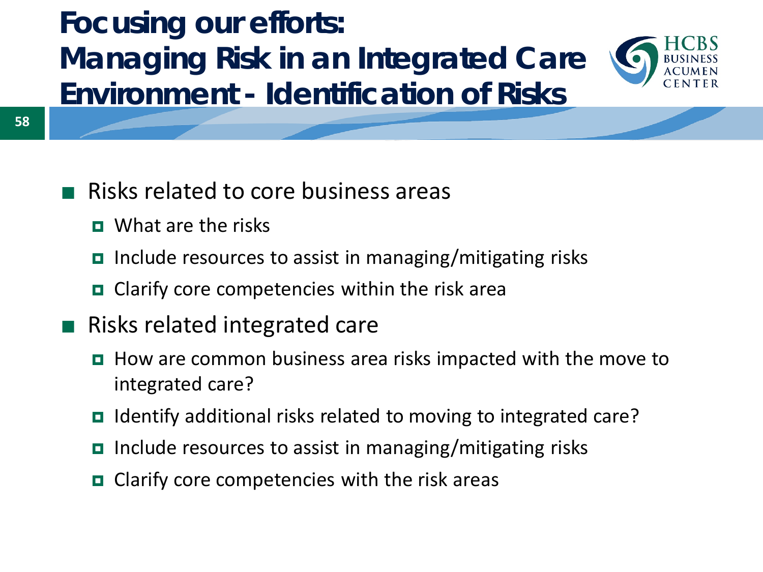# Focusing our efforts: Managing Risk in an Integrated Care Environment - Identification of Risks

- Risks related to core business areas
  - What are the risks
  - Include resources to assist in managing/mitigating risks
  - Clarify core competencies within the risk area
- Risks related integrated care
  - How are common business area risks impacted with the move to integrated care?
  - Identify additional risks related to moving to integrated care?
  - Include resources to assist in managing/mitigating risks
  - Clarify core competencies with the risk areas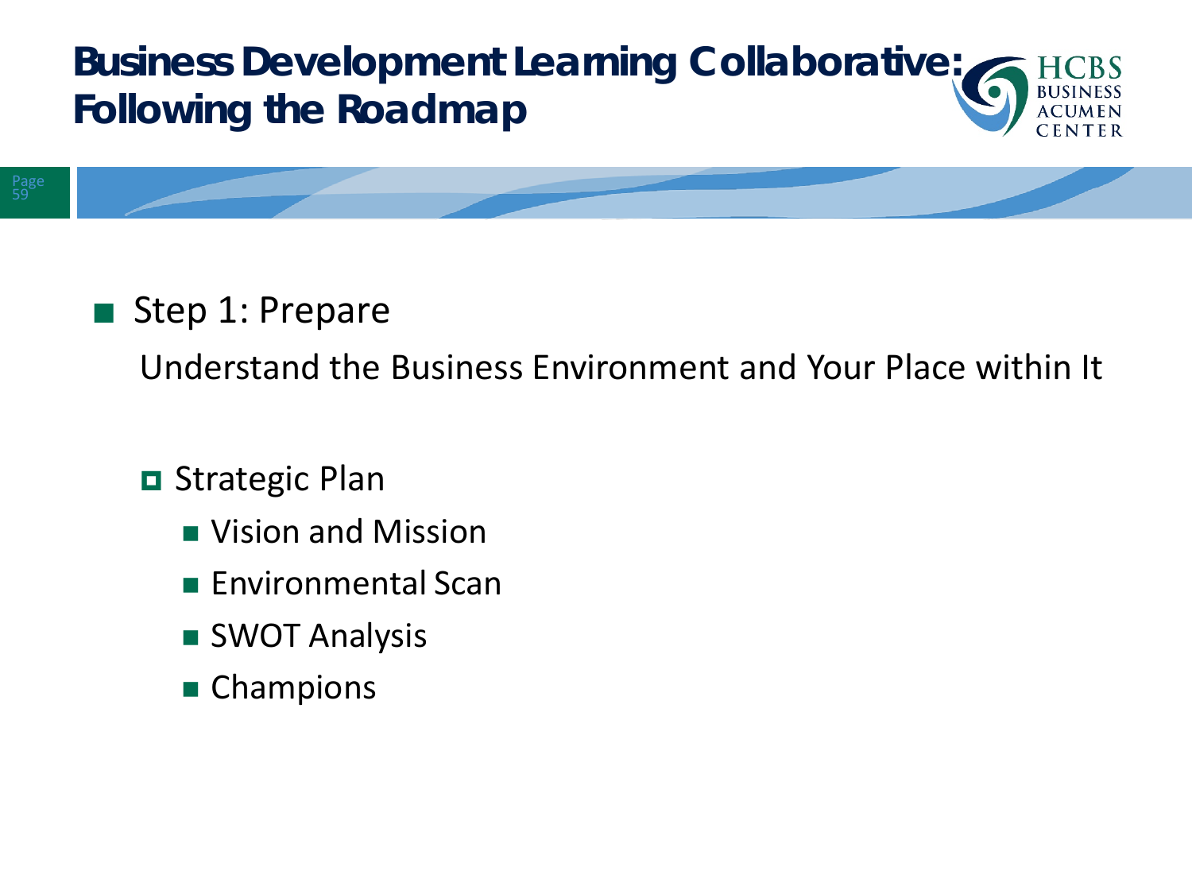# Business Development Learning Collaborative: Following the Roadmap

- Step 1: Prepare

  Understand the Business Environment and Your Place within It

  - Strategic Plan
    - Vision and Mission
    - Environmental Scan
    - SWOT Analysis
    - Champions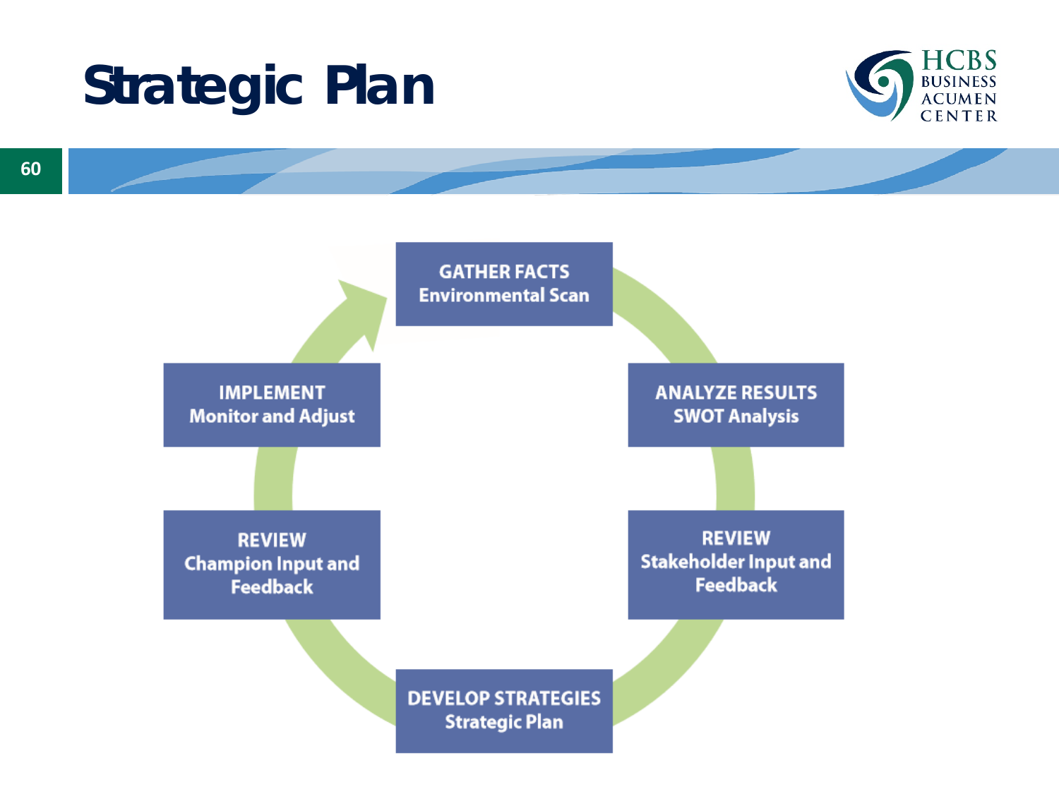# Strategic Plan

**GATHER FACTS**
Environmental Scan

**ANALYZE RESULTS**
SWOT Analysis

**REVIEW**
Stakeholder Input and Feedback

**DEVELOP STRATEGIES**
Strategic Plan

**REVIEW**
Champion Input and Feedback

**IMPLEMENT**
Monitor and Adjust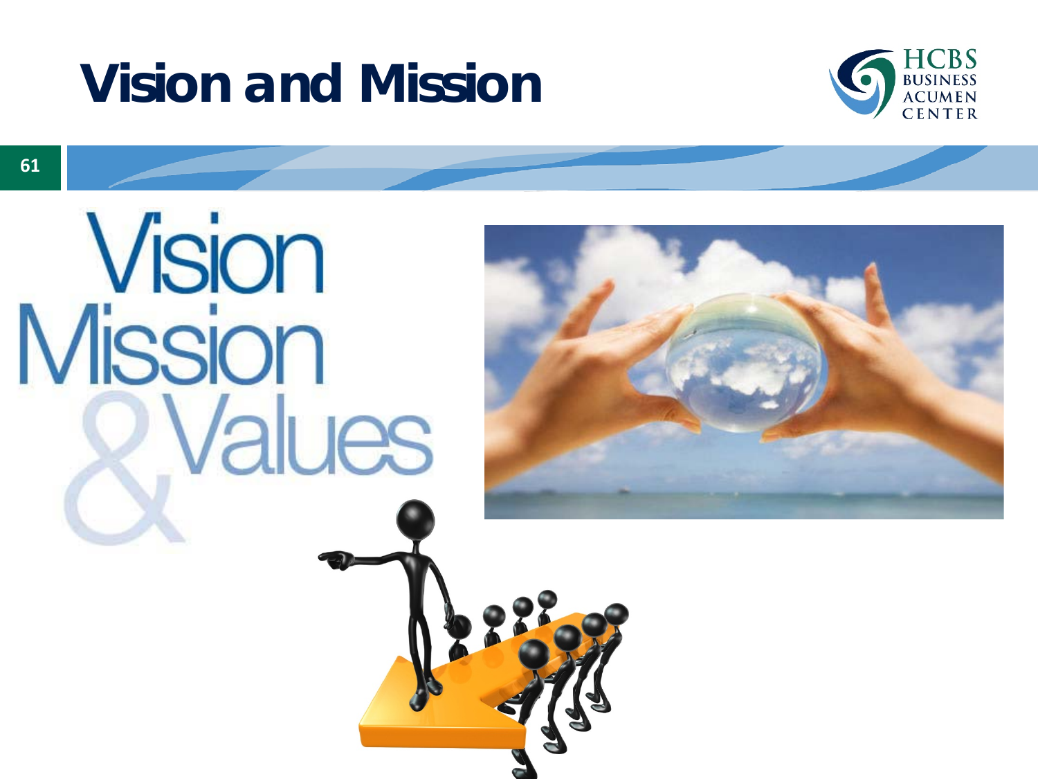# Vision and Mission

Vision
Mission
& Values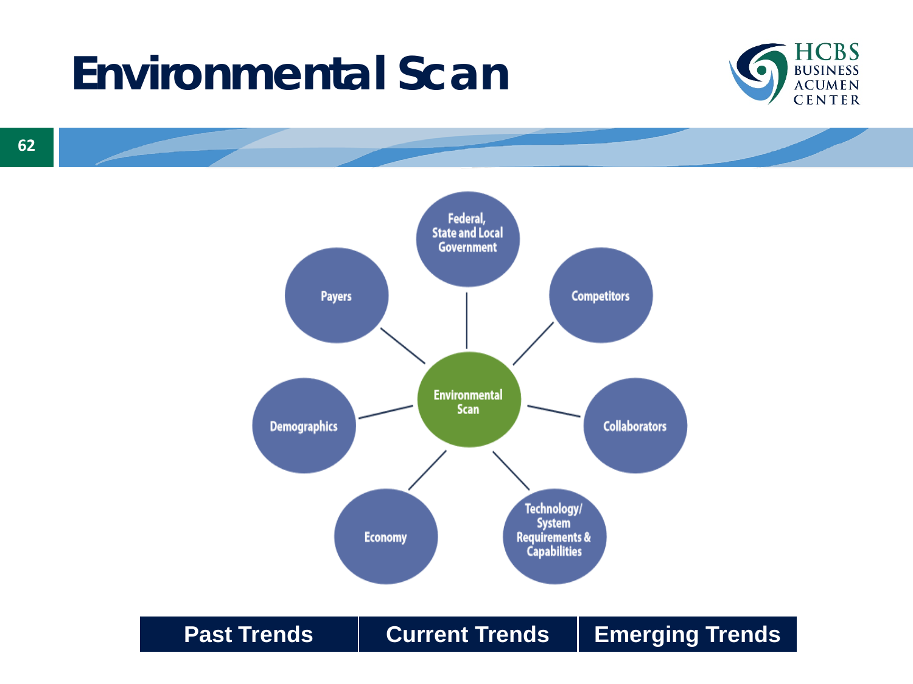# Environmental Scan

HCBS BUSINESS ACUMEN CENTER

- Environmental Scan
  - Federal, State and Local Government
  - Competitors
  - Collaborators
  - Technology/ System Requirements & Capabilities
  - Economy
  - Demographics
  - Payers

| Past Trends | Current Trends | Emerging Trends |
|---|---|---|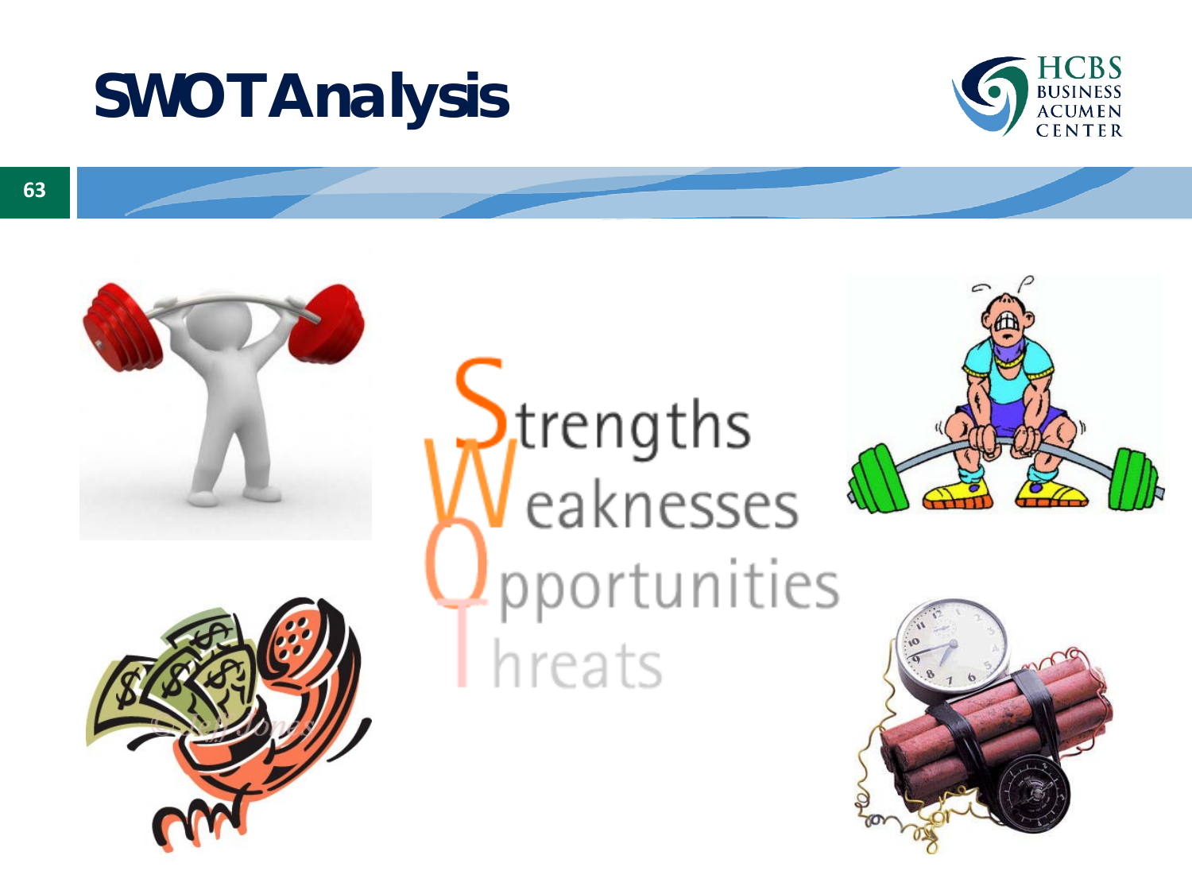# SWOT Analysis

**S**trengths
**W**eaknesses
**O**pportunities
**T**hreats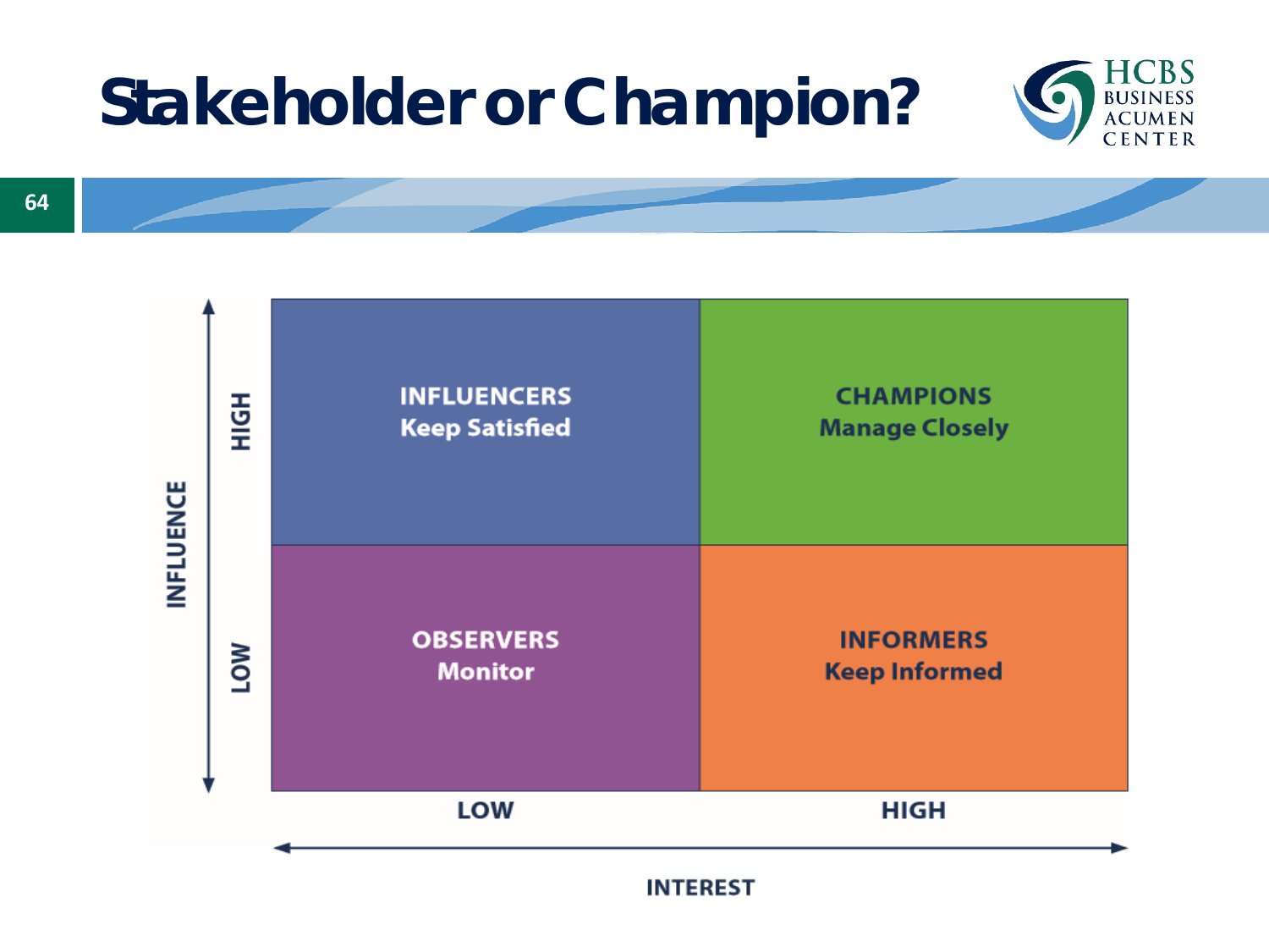# Stakeholder or Champion?

| INFLUENCE | LOW INTEREST | HIGH INTEREST |
|---|---|---|
| HIGH | **INFLUENCERS** Keep Satisfied | **CHAMPIONS** Manage Closely |
| LOW | **OBSERVERS** Monitor | **INFORMERS** Keep Informed |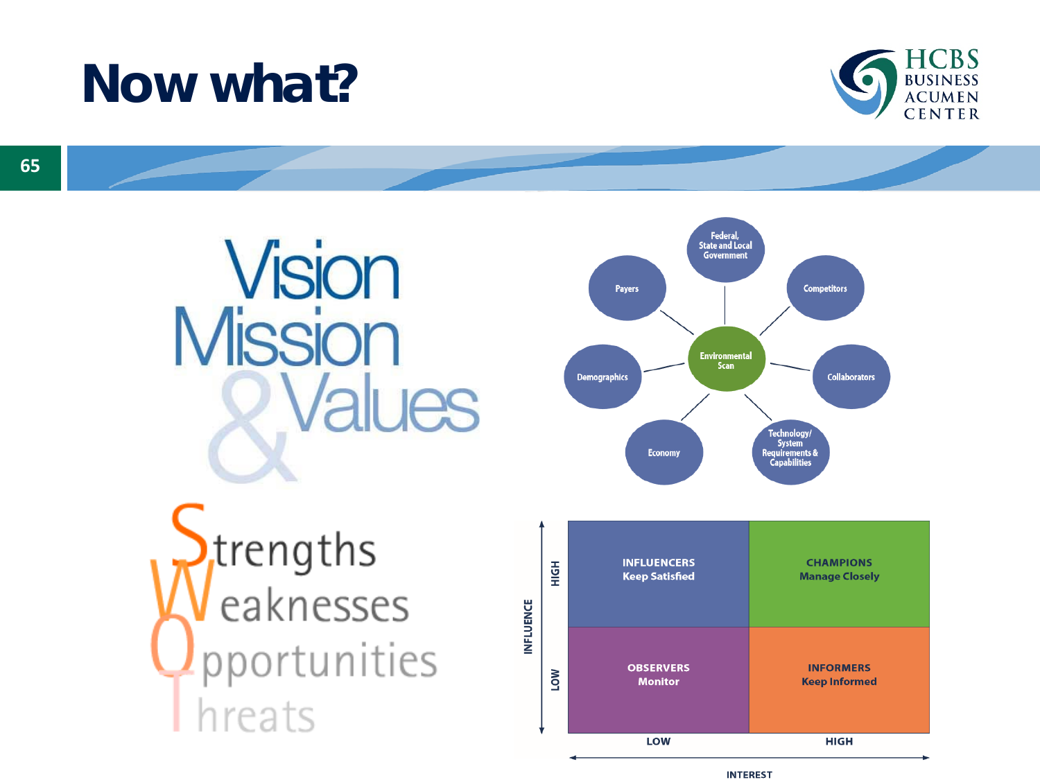# Now what?

Vision
Mission
& Values

Strengths
Weaknesses
Opportunities
Threats

- Environmental Scan
  - Federal, State and Local Government
  - Competitors
  - Collaborators
  - Technology/ System Requirements & Capabilities
  - Economy
  - Demographics
  - Payers

| INFLUENCE / INTEREST | LOW | HIGH |
|---|---|---|
| HIGH | INFLUENCERS Keep Satisfied | CHAMPIONS Manage Closely |
| LOW | OBSERVERS Monitor | INFORMERS Keep Informed |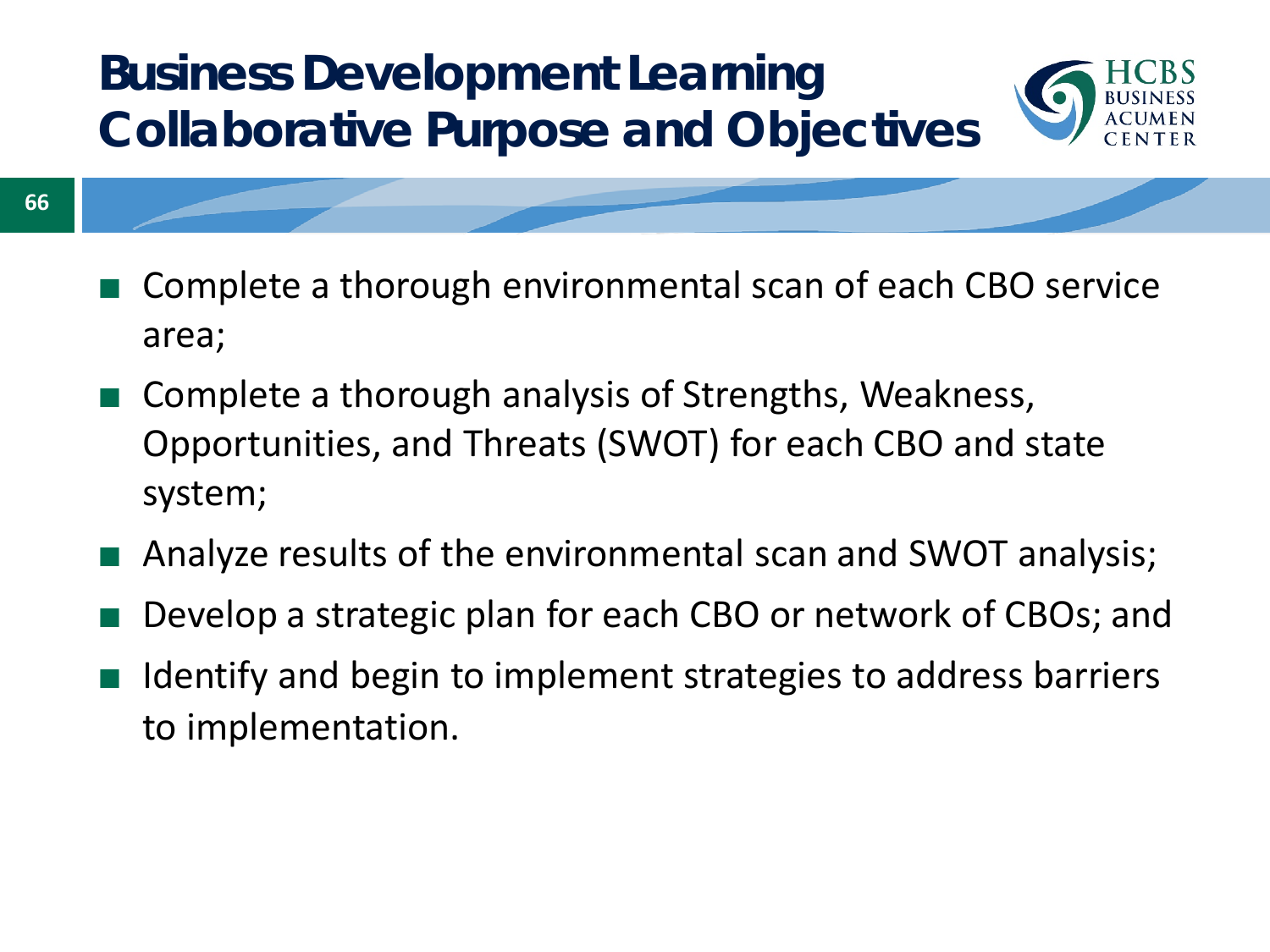# Business Development Learning Collaborative Purpose and Objectives

- Complete a thorough environmental scan of each CBO service area;
- Complete a thorough analysis of Strengths, Weakness, Opportunities, and Threats (SWOT) for each CBO and state system;
- Analyze results of the environmental scan and SWOT analysis;
- Develop a strategic plan for each CBO or network of CBOs; and
- Identify and begin to implement strategies to address barriers to implementation.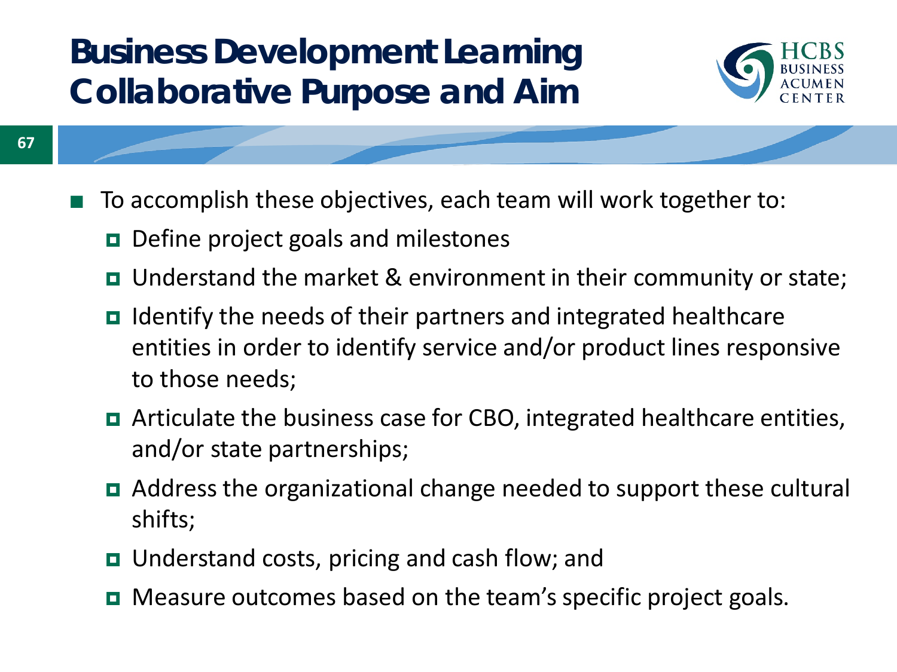# Business Development Learning Collaborative Purpose and Aim

- To accomplish these objectives, each team will work together to:
  - Define project goals and milestones
  - Understand the market & environment in their community or state;
  - Identify the needs of their partners and integrated healthcare entities in order to identify service and/or product lines responsive to those needs;
  - Articulate the business case for CBO, integrated healthcare entities, and/or state partnerships;
  - Address the organizational change needed to support these cultural shifts;
  - Understand costs, pricing and cash flow; and
  - Measure outcomes based on the team's specific project goals.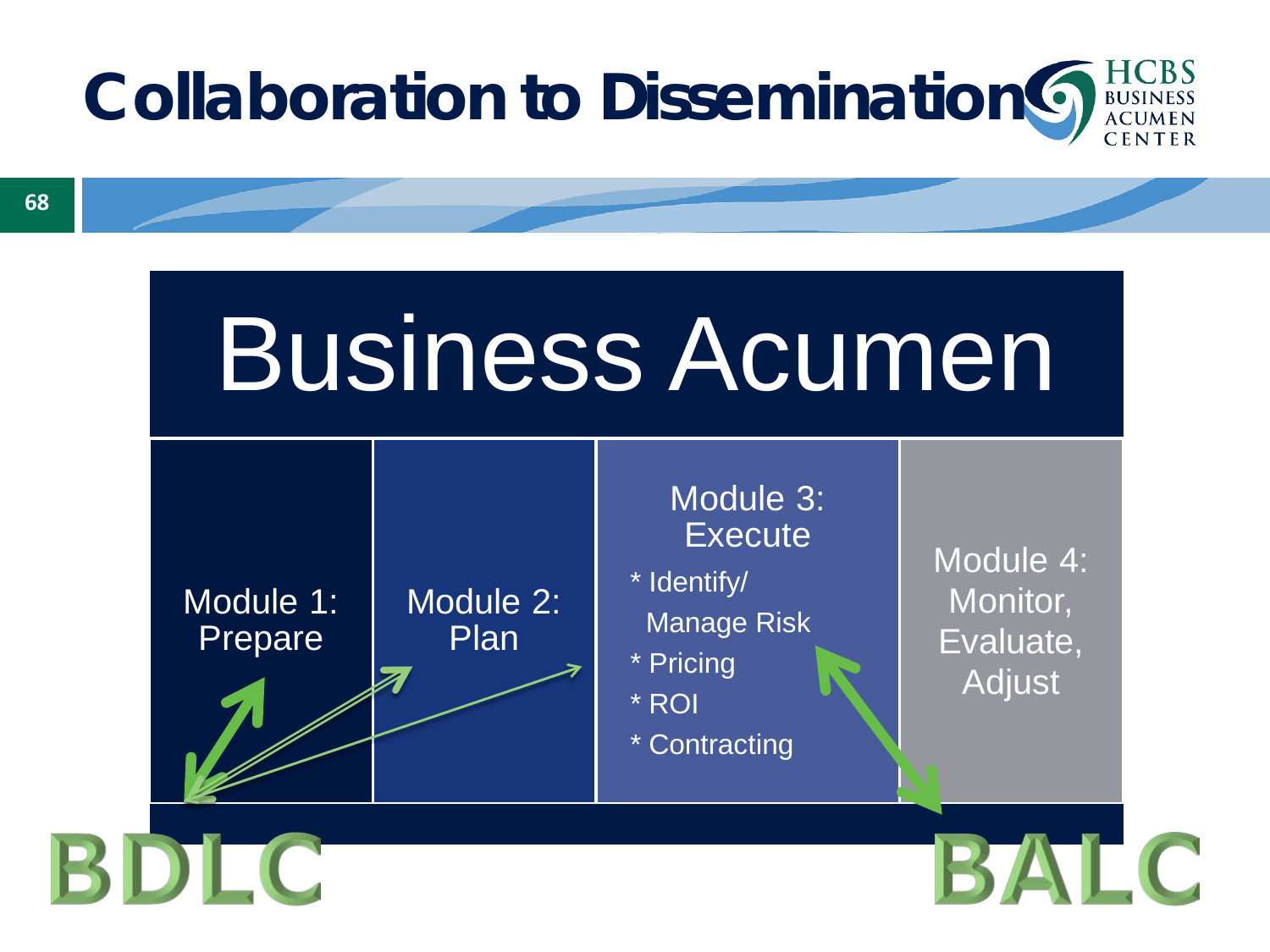# Collaboration to Dissemination

## Business Acumen

| Module 1: Prepare | Module 2: Plan | Module 3: Execute | Module 4: Monitor, Evaluate, Adjust |
|---|---|---|---|
| | | * Identify/ Manage Risk<br>* Pricing<br>* ROI<br>* Contracting | |

BDLC

BALC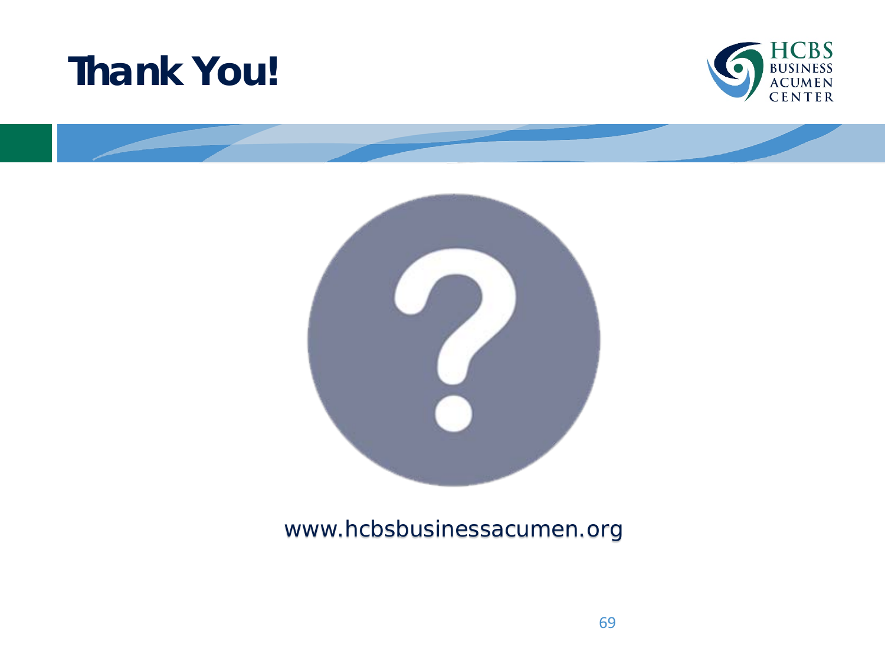# Thank You!

www.hcbsbusinessacumen.org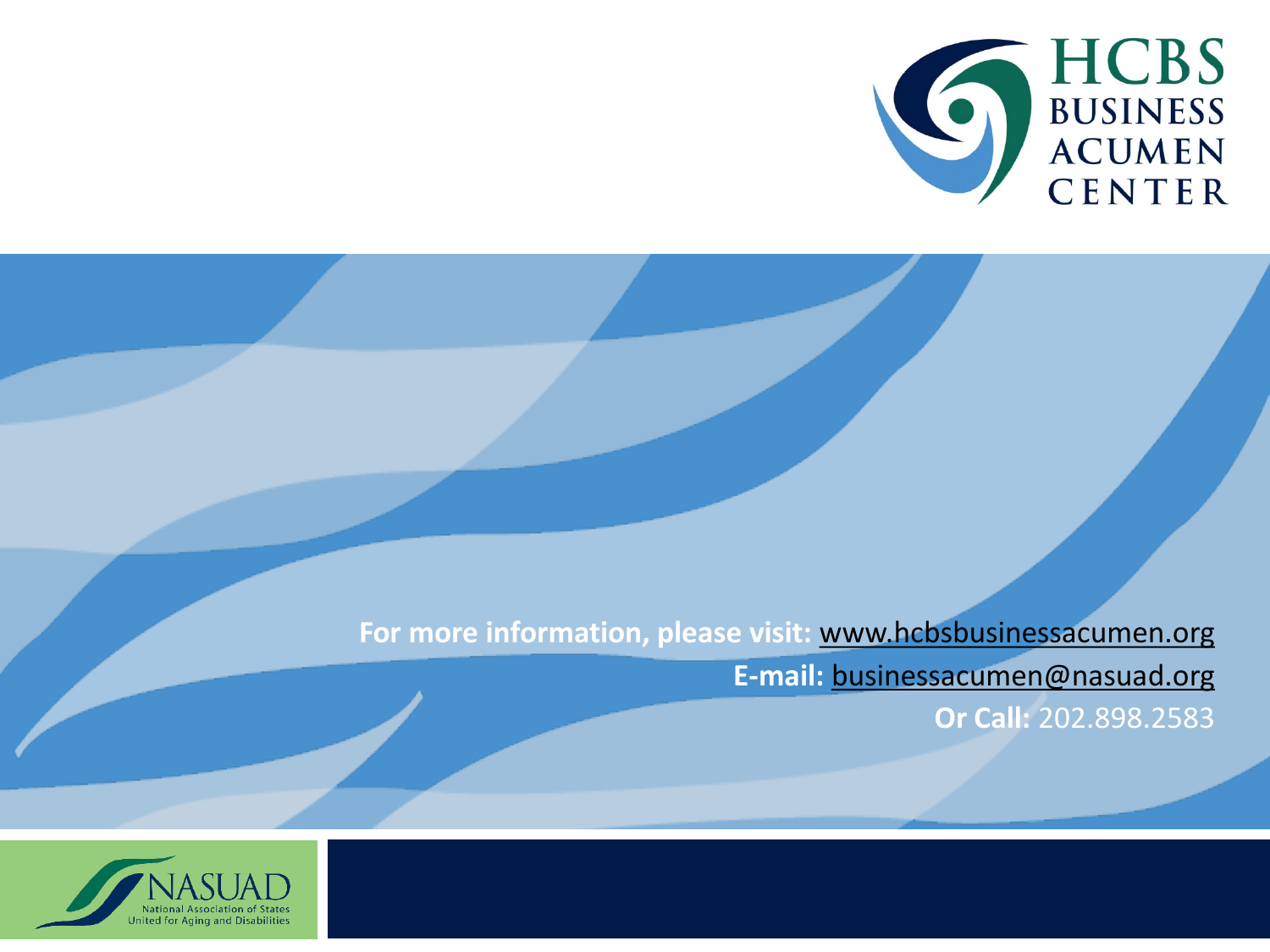HCBS BUSINESS ACUMEN CENTER

**For more information, please visit:** www.hcbsbusinessacumen.org

**E-mail:** businessacumen@nasuad.org

**Or Call:** 202.898.2583

NASUAD
National Association of States United for Aging and Disabilities